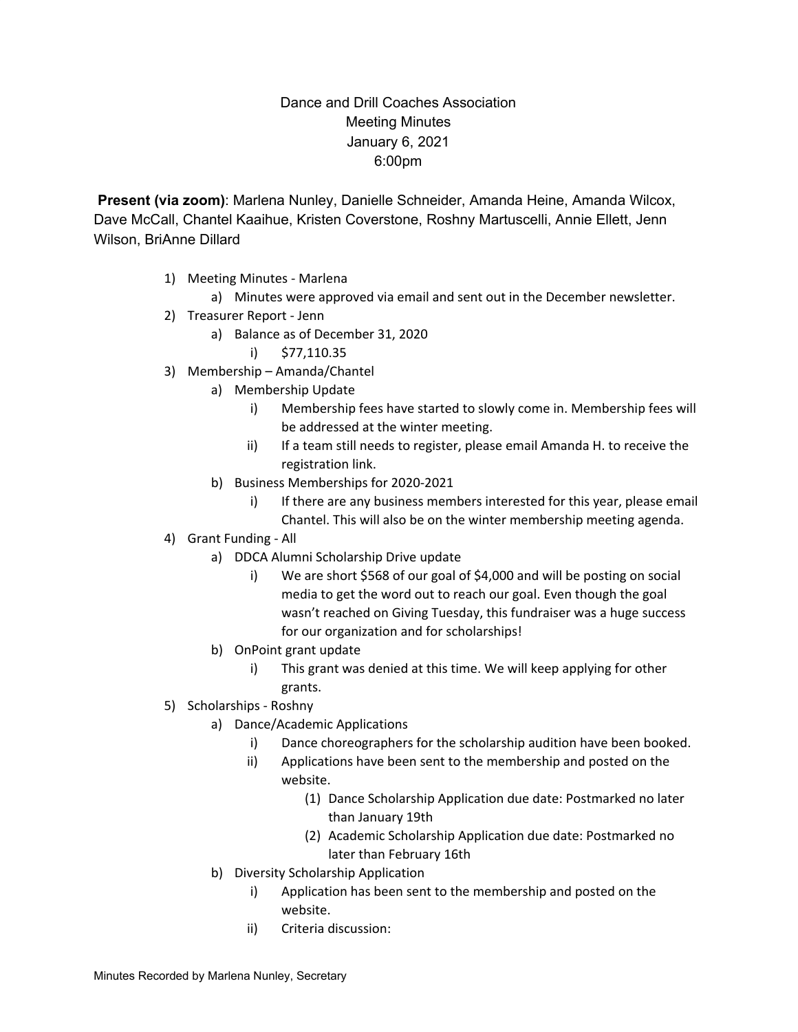# Dance and Drill Coaches Association

Meeting Minutes
January 6, 2021
6:00pm

**Present (via zoom)**: Marlena Nunley, Danielle Schneider, Amanda Heine, Amanda Wilcox, Dave McCall, Chantel Kaaihue, Kristen Coverstone, Roshny Martuscelli, Annie Ellett, Jenn Wilson, BriAnne Dillard

1) Meeting Minutes - Marlena
   a) Minutes were approved via email and sent out in the December newsletter.
2) Treasurer Report - Jenn
   a) Balance as of December 31, 2020
      i) $77,110.35
3) Membership – Amanda/Chantel
   a) Membership Update
      i) Membership fees have started to slowly come in. Membership fees will be addressed at the winter meeting.
      ii) If a team still needs to register, please email Amanda H. to receive the registration link.
   b) Business Memberships for 2020-2021
      i) If there are any business members interested for this year, please email Chantel. This will also be on the winter membership meeting agenda.
4) Grant Funding - All
   a) DDCA Alumni Scholarship Drive update
      i) We are short $568 of our goal of $4,000 and will be posting on social media to get the word out to reach our goal. Even though the goal wasn't reached on Giving Tuesday, this fundraiser was a huge success for our organization and for scholarships!
   b) OnPoint grant update
      i) This grant was denied at this time. We will keep applying for other grants.
5) Scholarships - Roshny
   a) Dance/Academic Applications
      i) Dance choreographers for the scholarship audition have been booked.
      ii) Applications have been sent to the membership and posted on the website.
         (1) Dance Scholarship Application due date: Postmarked no later than January 19th
         (2) Academic Scholarship Application due date: Postmarked no later than February 16th
   b) Diversity Scholarship Application
      i) Application has been sent to the membership and posted on the website.
      ii) Criteria discussion:

Minutes Recorded by Marlena Nunley, Secretary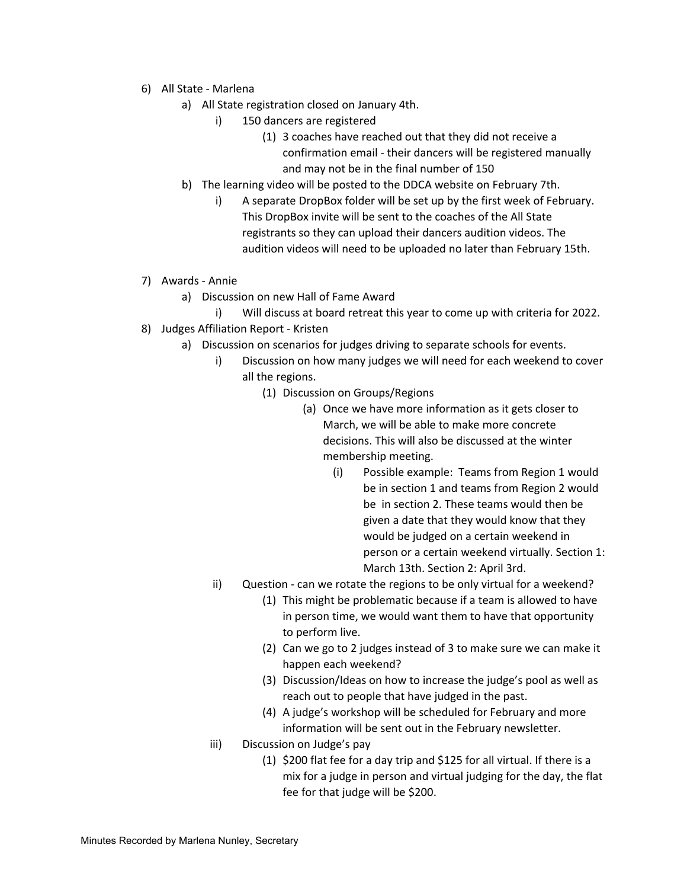6) All State - Marlena
   a) All State registration closed on January 4th.
      i) 150 dancers are registered
         (1) 3 coaches have reached out that they did not receive a confirmation email - their dancers will be registered manually and may not be in the final number of 150
   b) The learning video will be posted to the DDCA website on February 7th.
      i) A separate DropBox folder will be set up by the first week of February. This DropBox invite will be sent to the coaches of the All State registrants so they can upload their dancers audition videos. The audition videos will need to be uploaded no later than February 15th.

7) Awards - Annie
   a) Discussion on new Hall of Fame Award
      i) Will discuss at board retreat this year to come up with criteria for 2022.

8) Judges Affiliation Report - Kristen
   a) Discussion on scenarios for judges driving to separate schools for events.
      i) Discussion on how many judges we will need for each weekend to cover all the regions.
         (1) Discussion on Groups/Regions
            (a) Once we have more information as it gets closer to March, we will be able to make more concrete decisions. This will also be discussed at the winter membership meeting.
               (i) Possible example: Teams from Region 1 would be in section 1 and teams from Region 2 would be in section 2. These teams would then be given a date that they would know that they would be judged on a certain weekend in person or a certain weekend virtually. Section 1: March 13th. Section 2: April 3rd.
      ii) Question - can we rotate the regions to be only virtual for a weekend?
         (1) This might be problematic because if a team is allowed to have in person time, we would want them to have that opportunity to perform live.
         (2) Can we go to 2 judges instead of 3 to make sure we can make it happen each weekend?
         (3) Discussion/Ideas on how to increase the judge's pool as well as reach out to people that have judged in the past.
         (4) A judge's workshop will be scheduled for February and more information will be sent out in the February newsletter.
      iii) Discussion on Judge's pay
         (1) $200 flat fee for a day trip and $125 for all virtual. If there is a mix for a judge in person and virtual judging for the day, the flat fee for that judge will be $200.

Minutes Recorded by Marlena Nunley, Secretary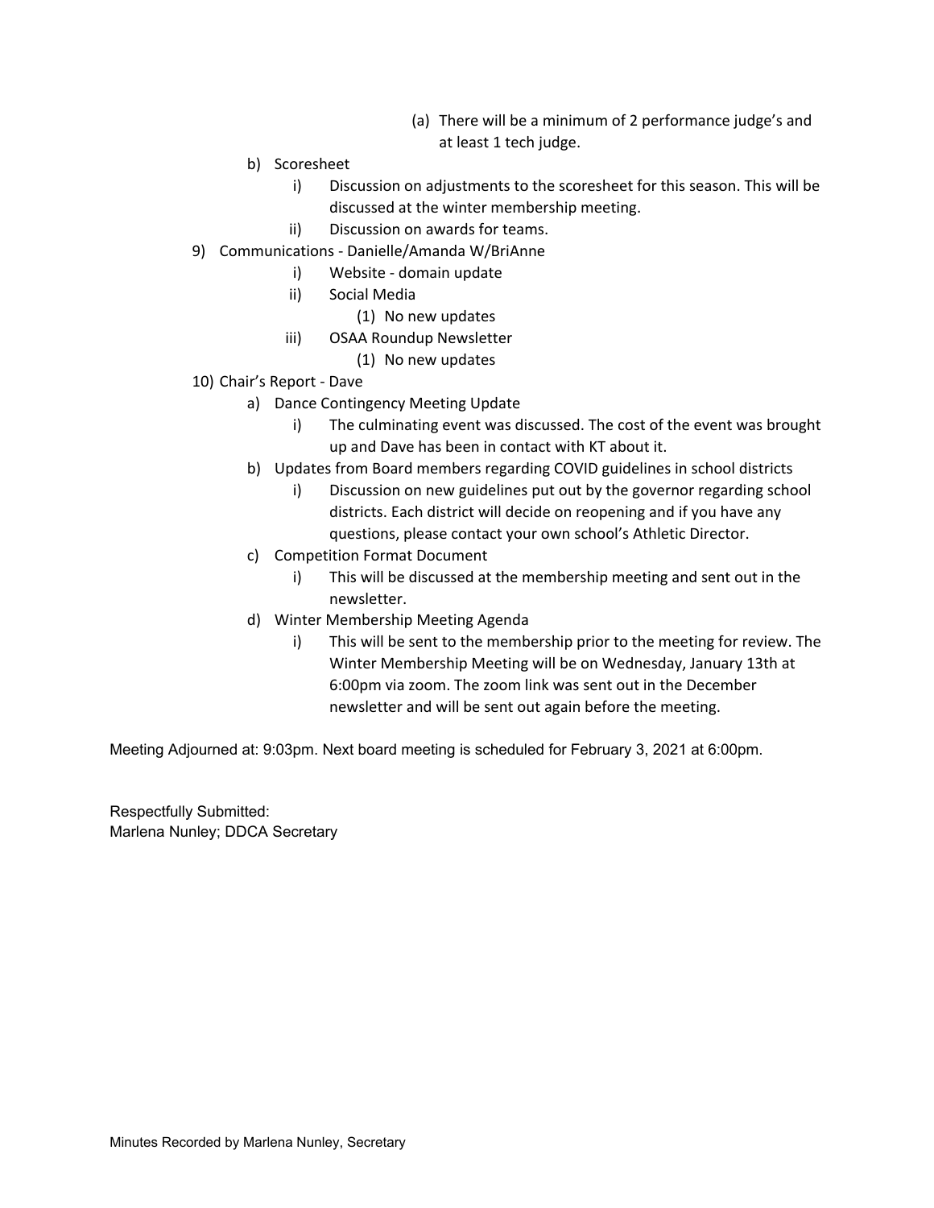(a) There will be a minimum of 2 performance judge's and at least 1 tech judge.

b) Scoresheet
   i) Discussion on adjustments to the scoresheet for this season. This will be discussed at the winter membership meeting.
   ii) Discussion on awards for teams.

9) Communications - Danielle/Amanda W/BriAnne
   i) Website - domain update
   ii) Social Media
      (1) No new updates
   iii) OSAA Roundup Newsletter
      (1) No new updates

10) Chair's Report - Dave
   a) Dance Contingency Meeting Update
      i) The culminating event was discussed. The cost of the event was brought up and Dave has been in contact with KT about it.
   b) Updates from Board members regarding COVID guidelines in school districts
      i) Discussion on new guidelines put out by the governor regarding school districts. Each district will decide on reopening and if you have any questions, please contact your own school's Athletic Director.
   c) Competition Format Document
      i) This will be discussed at the membership meeting and sent out in the newsletter.
   d) Winter Membership Meeting Agenda
      i) This will be sent to the membership prior to the meeting for review. The Winter Membership Meeting will be on Wednesday, January 13th at 6:00pm via zoom. The zoom link was sent out in the December newsletter and will be sent out again before the meeting.

Meeting Adjourned at: 9:03pm. Next board meeting is scheduled for February 3, 2021 at 6:00pm.

Respectfully Submitted:
Marlena Nunley; DDCA Secretary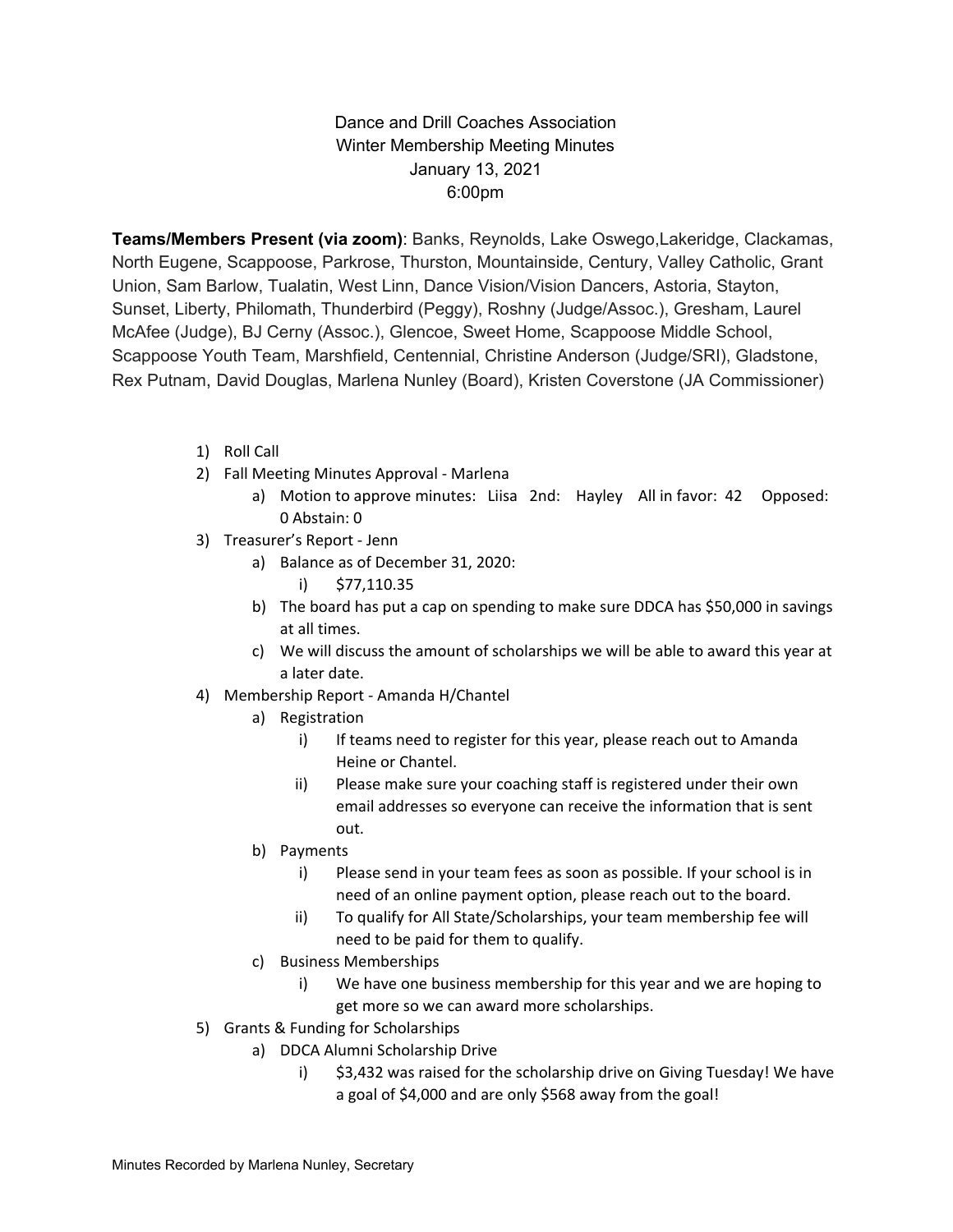Dance and Drill Coaches Association
Winter Membership Meeting Minutes
January 13, 2021
6:00pm

**Teams/Members Present (via zoom)**: Banks, Reynolds, Lake Oswego,Lakeridge, Clackamas, North Eugene, Scappoose, Parkrose, Thurston, Mountainside, Century, Valley Catholic, Grant Union, Sam Barlow, Tualatin, West Linn, Dance Vision/Vision Dancers, Astoria, Stayton, Sunset, Liberty, Philomath, Thunderbird (Peggy), Roshny (Judge/Assoc.), Gresham, Laurel McAfee (Judge), BJ Cerny (Assoc.), Glencoe, Sweet Home, Scappoose Middle School, Scappoose Youth Team, Marshfield, Centennial, Christine Anderson (Judge/SRI), Gladstone, Rex Putnam, David Douglas, Marlena Nunley (Board), Kristen Coverstone (JA Commissioner)

1) Roll Call
2) Fall Meeting Minutes Approval - Marlena
    a) Motion to approve minutes: Liisa 2nd: Hayley All in favor: 42 Opposed: 0 Abstain: 0
3) Treasurer's Report - Jenn
    a) Balance as of December 31, 2020:
        i) $77,110.35
    b) The board has put a cap on spending to make sure DDCA has $50,000 in savings at all times.
    c) We will discuss the amount of scholarships we will be able to award this year at a later date.
4) Membership Report - Amanda H/Chantel
    a) Registration
        i) If teams need to register for this year, please reach out to Amanda Heine or Chantel.
        ii) Please make sure your coaching staff is registered under their own email addresses so everyone can receive the information that is sent out.
    b) Payments
        i) Please send in your team fees as soon as possible. If your school is in need of an online payment option, please reach out to the board.
        ii) To qualify for All State/Scholarships, your team membership fee will need to be paid for them to qualify.
    c) Business Memberships
        i) We have one business membership for this year and we are hoping to get more so we can award more scholarships.
5) Grants & Funding for Scholarships
    a) DDCA Alumni Scholarship Drive
        i) $3,432 was raised for the scholarship drive on Giving Tuesday! We have a goal of $4,000 and are only $568 away from the goal!

Minutes Recorded by Marlena Nunley, Secretary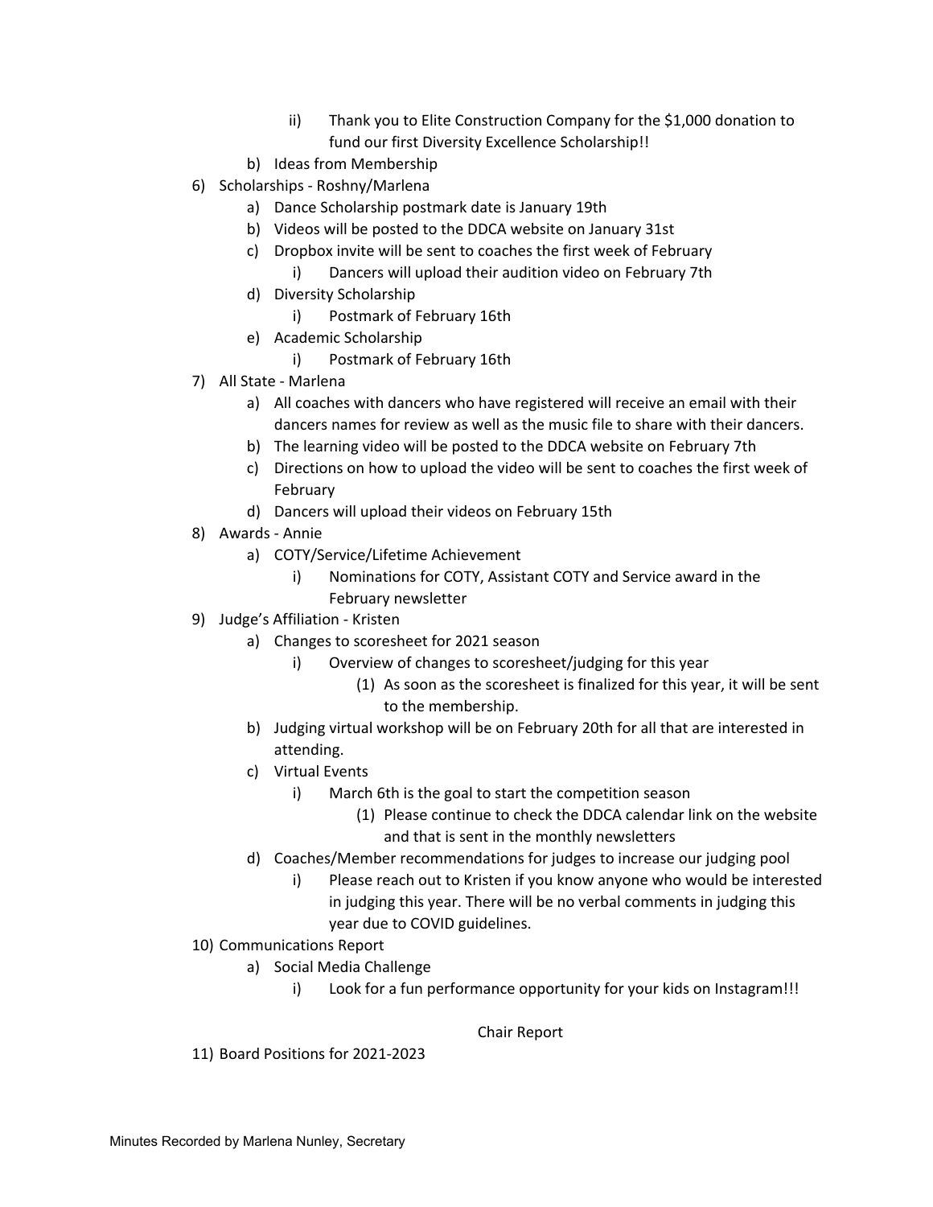ii) Thank you to Elite Construction Company for the $1,000 donation to fund our first Diversity Excellence Scholarship!!

b) Ideas from Membership

6) Scholarships - Roshny/Marlena
    a) Dance Scholarship postmark date is January 19th
    b) Videos will be posted to the DDCA website on January 31st
    c) Dropbox invite will be sent to coaches the first week of February
        i) Dancers will upload their audition video on February 7th
    d) Diversity Scholarship
        i) Postmark of February 16th
    e) Academic Scholarship
        i) Postmark of February 16th

7) All State - Marlena
    a) All coaches with dancers who have registered will receive an email with their dancers names for review as well as the music file to share with their dancers.
    b) The learning video will be posted to the DDCA website on February 7th
    c) Directions on how to upload the video will be sent to coaches the first week of February
    d) Dancers will upload their videos on February 15th

8) Awards - Annie
    a) COTY/Service/Lifetime Achievement
        i) Nominations for COTY, Assistant COTY and Service award in the February newsletter

9) Judge's Affiliation - Kristen
    a) Changes to scoresheet for 2021 season
        i) Overview of changes to scoresheet/judging for this year
            (1) As soon as the scoresheet is finalized for this year, it will be sent to the membership.
    b) Judging virtual workshop will be on February 20th for all that are interested in attending.
    c) Virtual Events
        i) March 6th is the goal to start the competition season
            (1) Please continue to check the DDCA calendar link on the website and that is sent in the monthly newsletters
    d) Coaches/Member recommendations for judges to increase our judging pool
        i) Please reach out to Kristen if you know anyone who would be interested in judging this year. There will be no verbal comments in judging this year due to COVID guidelines.

10) Communications Report
    a) Social Media Challenge
        i) Look for a fun performance opportunity for your kids on Instagram!!!

Chair Report

11) Board Positions for 2021-2023

Minutes Recorded by Marlena Nunley, Secretary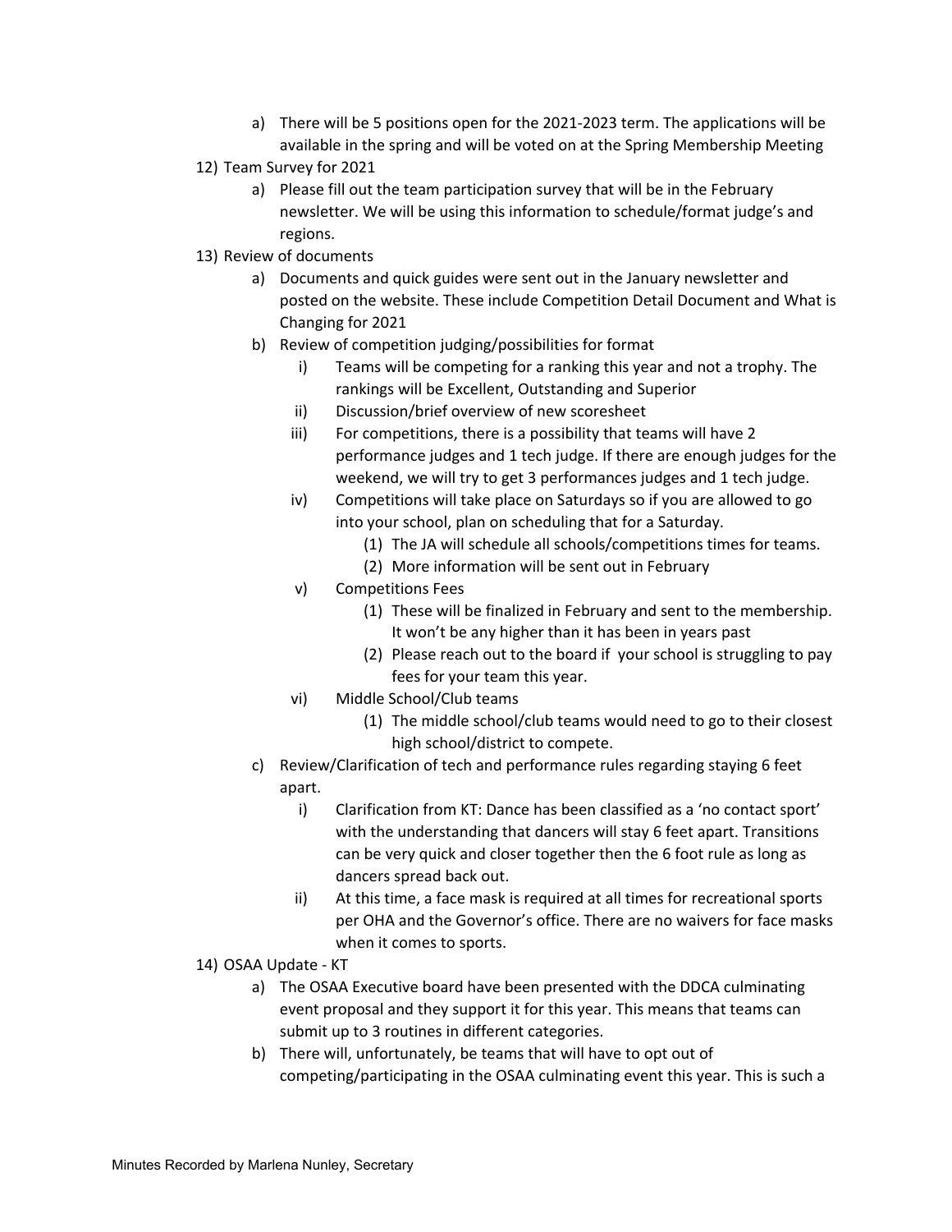a) There will be 5 positions open for the 2021-2023 term. The applications will be available in the spring and will be voted on at the Spring Membership Meeting

12) Team Survey for 2021
    a) Please fill out the team participation survey that will be in the February newsletter. We will be using this information to schedule/format judge's and regions.

13) Review of documents
    a) Documents and quick guides were sent out in the January newsletter and posted on the website. These include Competition Detail Document and What is Changing for 2021
    b) Review of competition judging/possibilities for format
        i) Teams will be competing for a ranking this year and not a trophy. The rankings will be Excellent, Outstanding and Superior
        ii) Discussion/brief overview of new scoresheet
        iii) For competitions, there is a possibility that teams will have 2 performance judges and 1 tech judge. If there are enough judges for the weekend, we will try to get 3 performances judges and 1 tech judge.
        iv) Competitions will take place on Saturdays so if you are allowed to go into your school, plan on scheduling that for a Saturday.
            (1) The JA will schedule all schools/competitions times for teams.
            (2) More information will be sent out in February
        v) Competitions Fees
            (1) These will be finalized in February and sent to the membership. It won't be any higher than it has been in years past
            (2) Please reach out to the board if your school is struggling to pay fees for your team this year.
        vi) Middle School/Club teams
            (1) The middle school/club teams would need to go to their closest high school/district to compete.
    c) Review/Clarification of tech and performance rules regarding staying 6 feet apart.
        i) Clarification from KT: Dance has been classified as a 'no contact sport' with the understanding that dancers will stay 6 feet apart. Transitions can be very quick and closer together then the 6 foot rule as long as dancers spread back out.
        ii) At this time, a face mask is required at all times for recreational sports per OHA and the Governor's office. There are no waivers for face masks when it comes to sports.

14) OSAA Update - KT
    a) The OSAA Executive board have been presented with the DDCA culminating event proposal and they support it for this year. This means that teams can submit up to 3 routines in different categories.
    b) There will, unfortunately, be teams that will have to opt out of competing/participating in the OSAA culminating event this year. This is such a

Minutes Recorded by Marlena Nunley, Secretary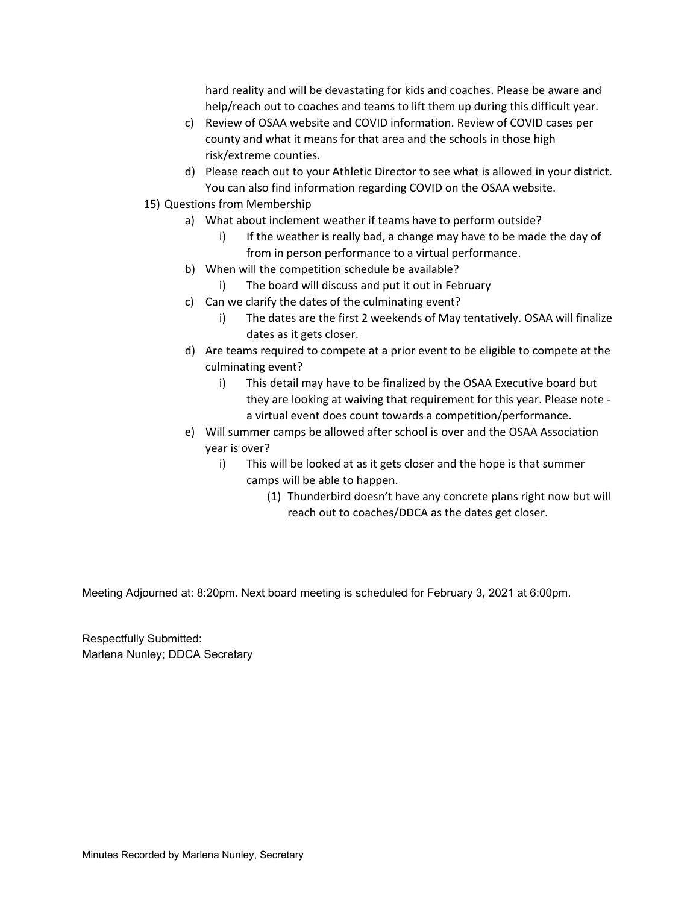hard reality and will be devastating for kids and coaches. Please be aware and help/reach out to coaches and teams to lift them up during this difficult year.

c) Review of OSAA website and COVID information. Review of COVID cases per county and what it means for that area and the schools in those high risk/extreme counties.

d) Please reach out to your Athletic Director to see what is allowed in your district. You can also find information regarding COVID on the OSAA website.

15) Questions from Membership

   a) What about inclement weather if teams have to perform outside?
      i) If the weather is really bad, a change may have to be made the day of from in person performance to a virtual performance.

   b) When will the competition schedule be available?
      i) The board will discuss and put it out in February

   c) Can we clarify the dates of the culminating event?
      i) The dates are the first 2 weekends of May tentatively. OSAA will finalize dates as it gets closer.

   d) Are teams required to compete at a prior event to be eligible to compete at the culminating event?
      i) This detail may have to be finalized by the OSAA Executive board but they are looking at waiving that requirement for this year. Please note - a virtual event does count towards a competition/performance.

   e) Will summer camps be allowed after school is over and the OSAA Association year is over?
      i) This will be looked at as it gets closer and the hope is that summer camps will be able to happen.
         (1) Thunderbird doesn't have any concrete plans right now but will reach out to coaches/DDCA as the dates get closer.

Meeting Adjourned at: 8:20pm. Next board meeting is scheduled for February 3, 2021 at 6:00pm.

Respectfully Submitted:
Marlena Nunley; DDCA Secretary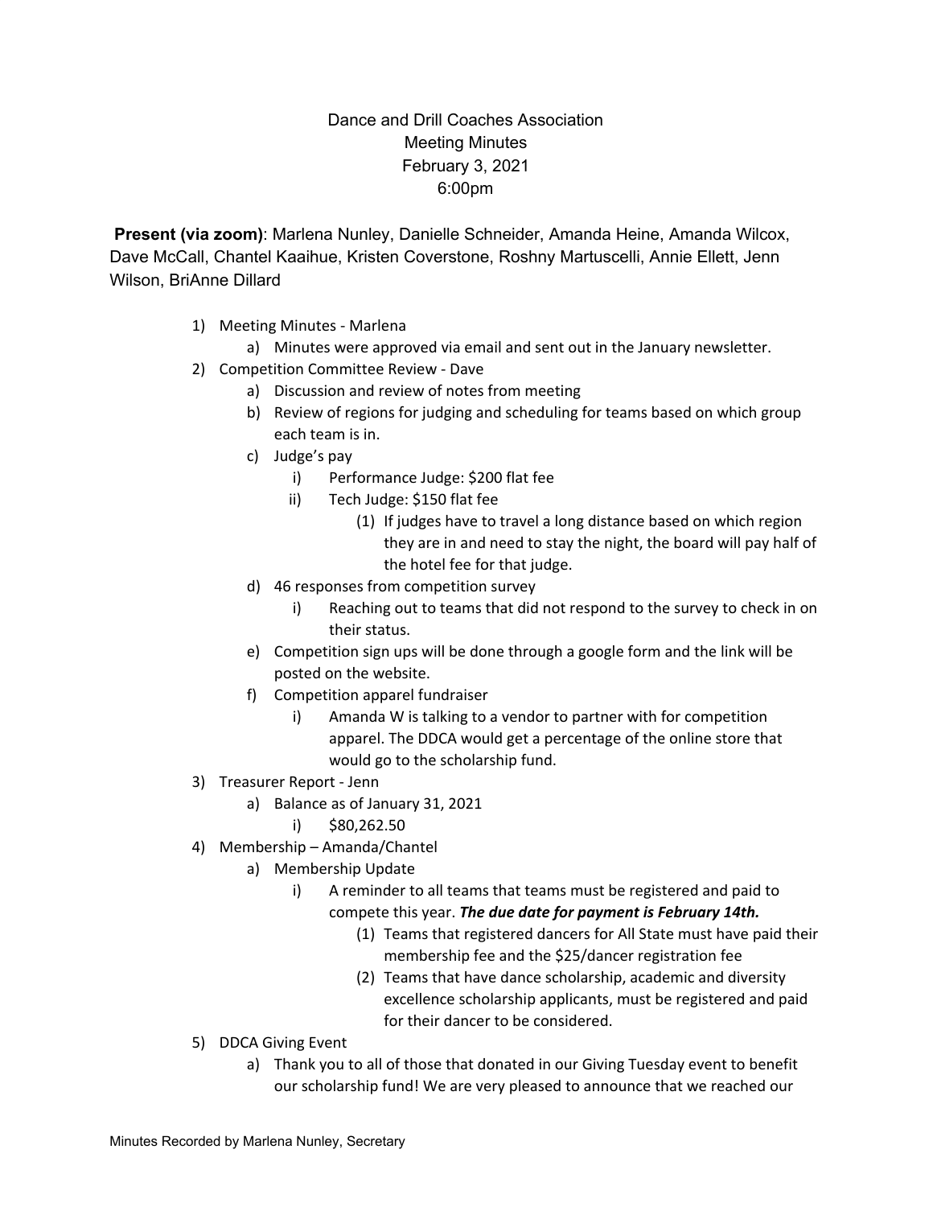Dance and Drill Coaches Association
Meeting Minutes
February 3, 2021
6:00pm

**Present (via zoom)**: Marlena Nunley, Danielle Schneider, Amanda Heine, Amanda Wilcox, Dave McCall, Chantel Kaaihue, Kristen Coverstone, Roshny Martuscelli, Annie Ellett, Jenn Wilson, BriAnne Dillard

1) Meeting Minutes - Marlena
   a) Minutes were approved via email and sent out in the January newsletter.
2) Competition Committee Review - Dave
   a) Discussion and review of notes from meeting
   b) Review of regions for judging and scheduling for teams based on which group each team is in.
   c) Judge's pay
      i) Performance Judge: $200 flat fee
      ii) Tech Judge: $150 flat fee
         (1) If judges have to travel a long distance based on which region they are in and need to stay the night, the board will pay half of the hotel fee for that judge.
   d) 46 responses from competition survey
      i) Reaching out to teams that did not respond to the survey to check in on their status.
   e) Competition sign ups will be done through a google form and the link will be posted on the website.
   f) Competition apparel fundraiser
      i) Amanda W is talking to a vendor to partner with for competition apparel. The DDCA would get a percentage of the online store that would go to the scholarship fund.
3) Treasurer Report - Jenn
   a) Balance as of January 31, 2021
      i) $80,262.50
4) Membership – Amanda/Chantel
   a) Membership Update
      i) A reminder to all teams that teams must be registered and paid to compete this year. ***The due date for payment is February 14th.***
         (1) Teams that registered dancers for All State must have paid their membership fee and the $25/dancer registration fee
         (2) Teams that have dance scholarship, academic and diversity excellence scholarship applicants, must be registered and paid for their dancer to be considered.
5) DDCA Giving Event
   a) Thank you to all of those that donated in our Giving Tuesday event to benefit our scholarship fund! We are very pleased to announce that we reached our

Minutes Recorded by Marlena Nunley, Secretary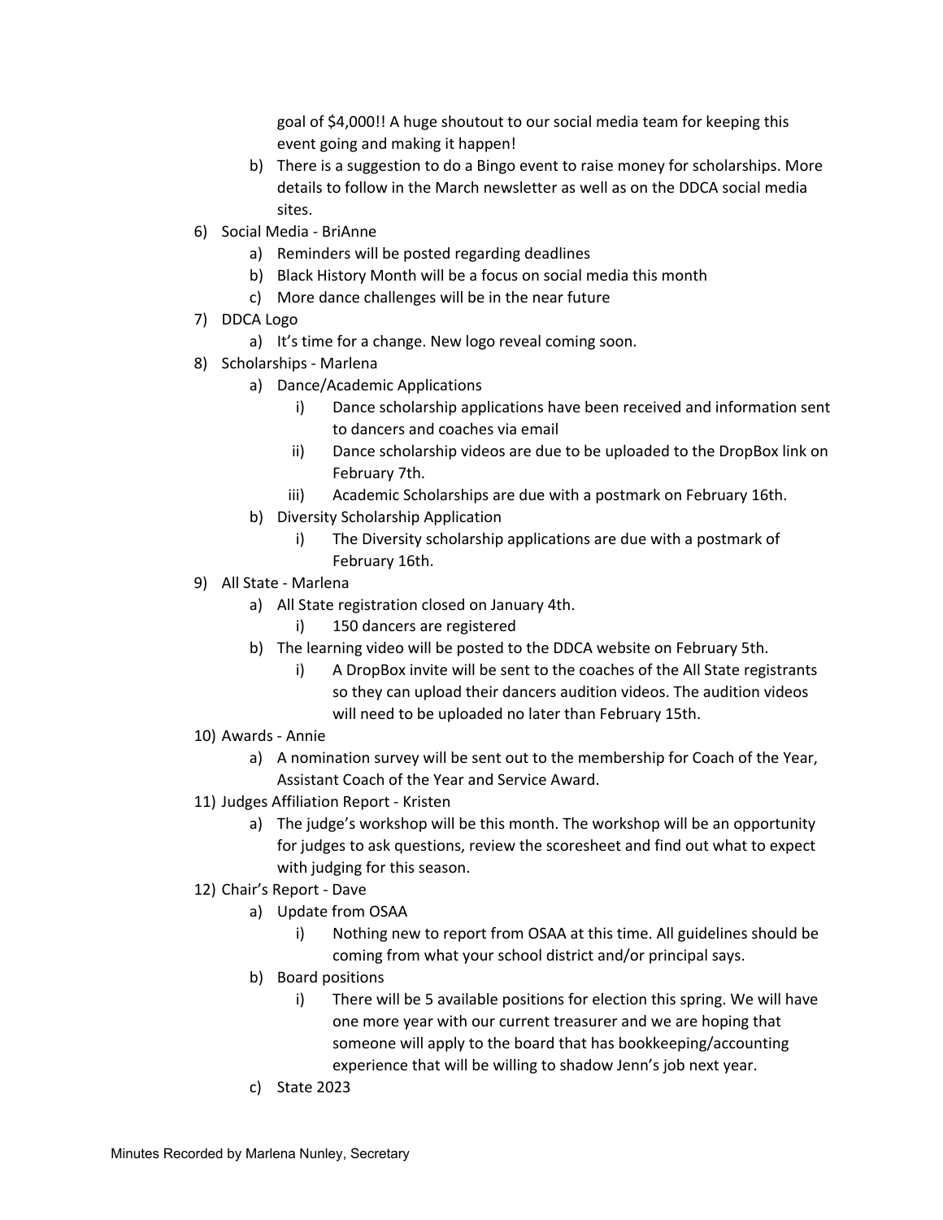goal of $4,000!! A huge shoutout to our social media team for keeping this event going and making it happen!

   b) There is a suggestion to do a Bingo event to raise money for scholarships. More details to follow in the March newsletter as well as on the DDCA social media sites.

6) Social Media - BriAnne
   a) Reminders will be posted regarding deadlines
   b) Black History Month will be a focus on social media this month
   c) More dance challenges will be in the near future
7) DDCA Logo
   a) It's time for a change. New logo reveal coming soon.
8) Scholarships - Marlena
   a) Dance/Academic Applications
      i) Dance scholarship applications have been received and information sent to dancers and coaches via email
      ii) Dance scholarship videos are due to be uploaded to the DropBox link on February 7th.
      iii) Academic Scholarships are due with a postmark on February 16th.
   b) Diversity Scholarship Application
      i) The Diversity scholarship applications are due with a postmark of February 16th.
9) All State - Marlena
   a) All State registration closed on January 4th.
      i) 150 dancers are registered
   b) The learning video will be posted to the DDCA website on February 5th.
      i) A DropBox invite will be sent to the coaches of the All State registrants so they can upload their dancers audition videos. The audition videos will need to be uploaded no later than February 15th.
10) Awards - Annie
    a) A nomination survey will be sent out to the membership for Coach of the Year, Assistant Coach of the Year and Service Award.
11) Judges Affiliation Report - Kristen
    a) The judge's workshop will be this month. The workshop will be an opportunity for judges to ask questions, review the scoresheet and find out what to expect with judging for this season.
12) Chair's Report - Dave
    a) Update from OSAA
       i) Nothing new to report from OSAA at this time. All guidelines should be coming from what your school district and/or principal says.
    b) Board positions
       i) There will be 5 available positions for election this spring. We will have one more year with our current treasurer and we are hoping that someone will apply to the board that has bookkeeping/accounting experience that will be willing to shadow Jenn's job next year.
    c) State 2023

Minutes Recorded by Marlena Nunley, Secretary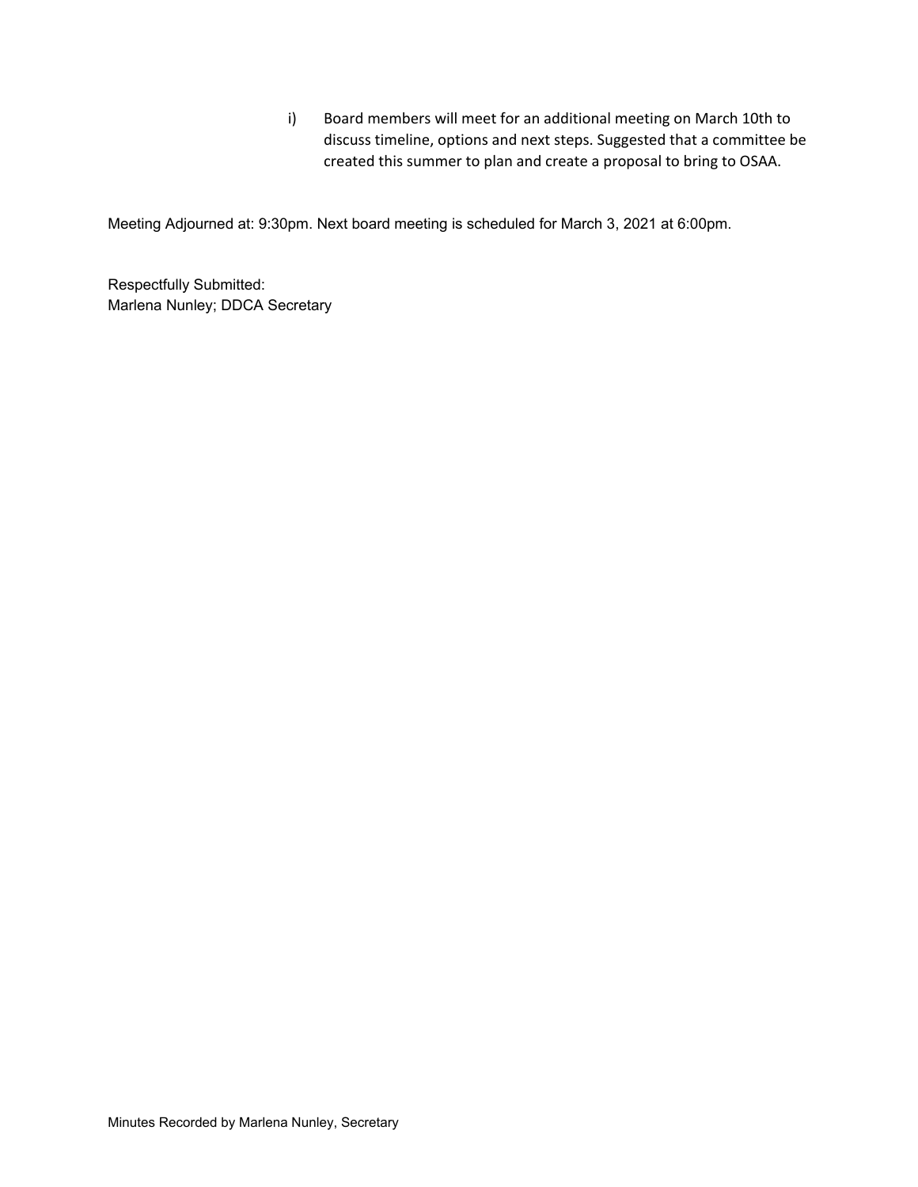i) Board members will meet for an additional meeting on March 10th to discuss timeline, options and next steps. Suggested that a committee be created this summer to plan and create a proposal to bring to OSAA.

Meeting Adjourned at: 9:30pm. Next board meeting is scheduled for March 3, 2021 at 6:00pm.

Respectfully Submitted:
Marlena Nunley; DDCA Secretary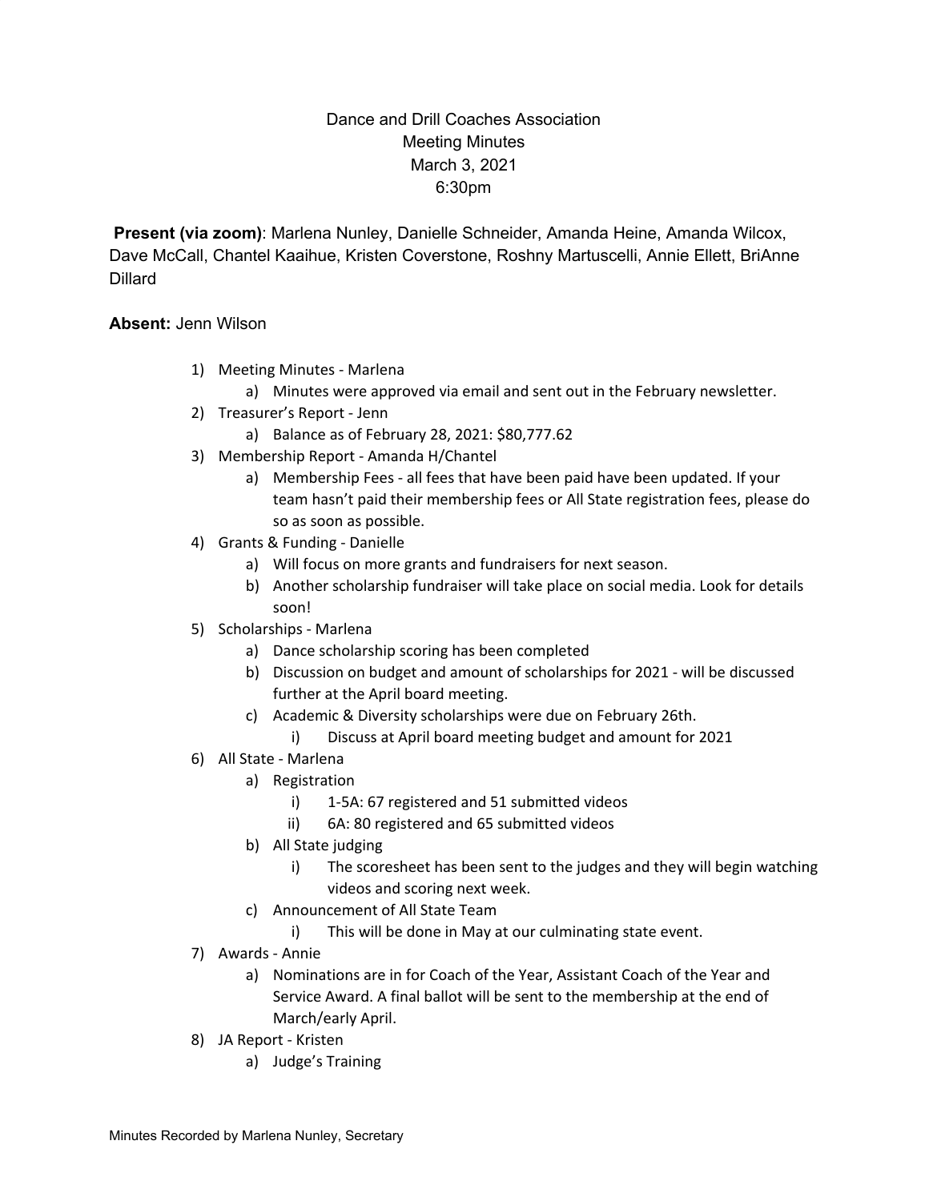Dance and Drill Coaches Association
Meeting Minutes
March 3, 2021
6:30pm

**Present (via zoom)**: Marlena Nunley, Danielle Schneider, Amanda Heine, Amanda Wilcox, Dave McCall, Chantel Kaaihue, Kristen Coverstone, Roshny Martuscelli, Annie Ellett, BriAnne Dillard

**Absent:** Jenn Wilson

1) Meeting Minutes - Marlena
   a) Minutes were approved via email and sent out in the February newsletter.
2) Treasurer's Report - Jenn
   a) Balance as of February 28, 2021: $80,777.62
3) Membership Report - Amanda H/Chantel
   a) Membership Fees - all fees that have been paid have been updated. If your team hasn't paid their membership fees or All State registration fees, please do so as soon as possible.
4) Grants & Funding - Danielle
   a) Will focus on more grants and fundraisers for next season.
   b) Another scholarship fundraiser will take place on social media. Look for details soon!
5) Scholarships - Marlena
   a) Dance scholarship scoring has been completed
   b) Discussion on budget and amount of scholarships for 2021 - will be discussed further at the April board meeting.
   c) Academic & Diversity scholarships were due on February 26th.
      i) Discuss at April board meeting budget and amount for 2021
6) All State - Marlena
   a) Registration
      i) 1-5A: 67 registered and 51 submitted videos
      ii) 6A: 80 registered and 65 submitted videos
   b) All State judging
      i) The scoresheet has been sent to the judges and they will begin watching videos and scoring next week.
   c) Announcement of All State Team
      i) This will be done in May at our culminating state event.
7) Awards - Annie
   a) Nominations are in for Coach of the Year, Assistant Coach of the Year and Service Award. A final ballot will be sent to the membership at the end of March/early April.
8) JA Report - Kristen
   a) Judge's Training

Minutes Recorded by Marlena Nunley, Secretary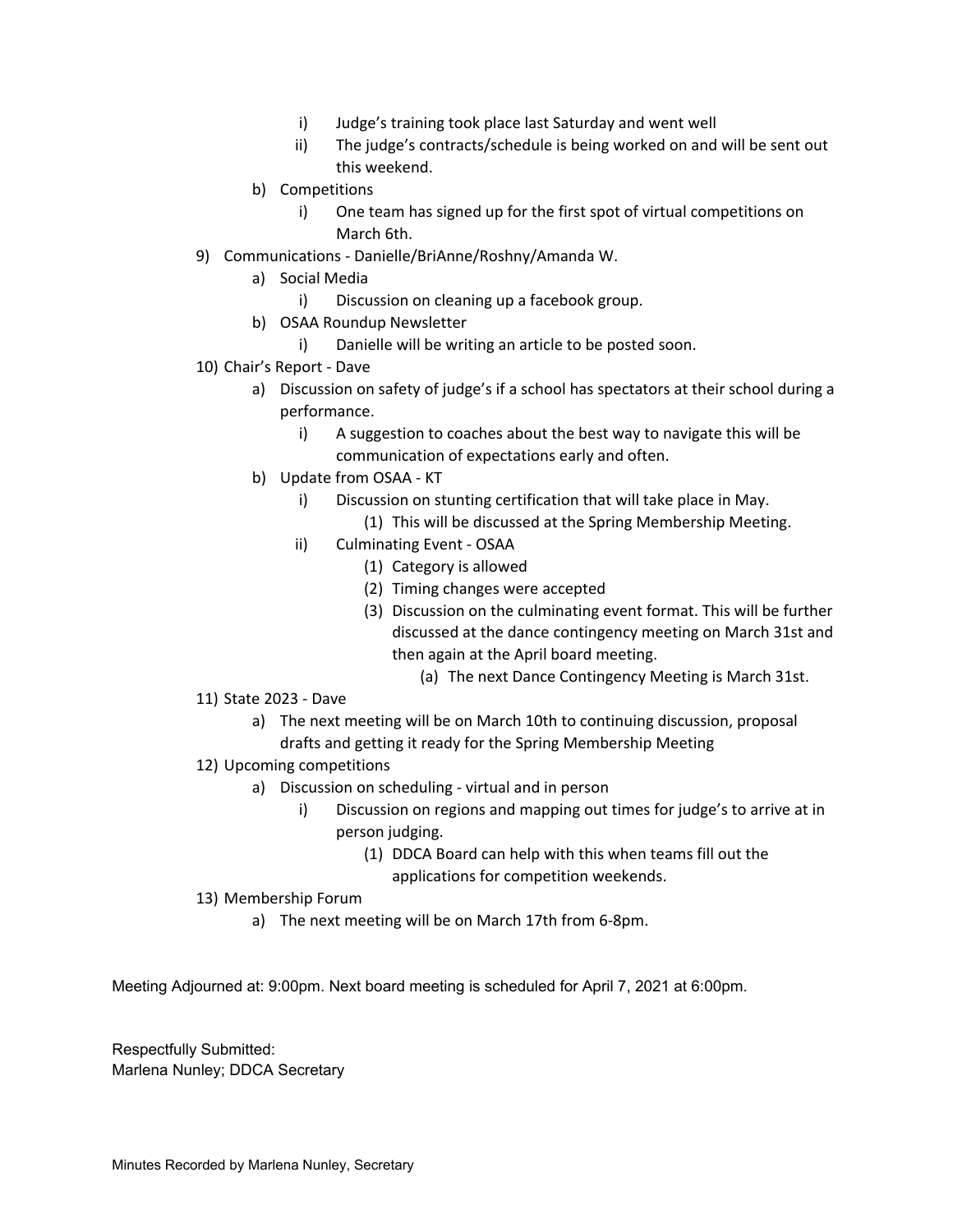i) Judge's training took place last Saturday and went well
      ii) The judge's contracts/schedule is being worked on and will be sent out this weekend.
   b) Competitions
      i) One team has signed up for the first spot of virtual competitions on March 6th.

9) Communications - Danielle/BriAnne/Roshny/Amanda W.
   a) Social Media
      i) Discussion on cleaning up a facebook group.
   b) OSAA Roundup Newsletter
      i) Danielle will be writing an article to be posted soon.

10) Chair's Report - Dave
   a) Discussion on safety of judge's if a school has spectators at their school during a performance.
      i) A suggestion to coaches about the best way to navigate this will be communication of expectations early and often.
   b) Update from OSAA - KT
      i) Discussion on stunting certification that will take place in May.
         (1) This will be discussed at the Spring Membership Meeting.
      ii) Culminating Event - OSAA
         (1) Category is allowed
         (2) Timing changes were accepted
         (3) Discussion on the culminating event format. This will be further discussed at the dance contingency meeting on March 31st and then again at the April board meeting.
            (a) The next Dance Contingency Meeting is March 31st.

11) State 2023 - Dave
   a) The next meeting will be on March 10th to continuing discussion, proposal drafts and getting it ready for the Spring Membership Meeting

12) Upcoming competitions
   a) Discussion on scheduling - virtual and in person
      i) Discussion on regions and mapping out times for judge's to arrive at in person judging.
         (1) DDCA Board can help with this when teams fill out the applications for competition weekends.

13) Membership Forum
   a) The next meeting will be on March 17th from 6-8pm.

Meeting Adjourned at: 9:00pm. Next board meeting is scheduled for April 7, 2021 at 6:00pm.

Respectfully Submitted:
Marlena Nunley; DDCA Secretary

Minutes Recorded by Marlena Nunley, Secretary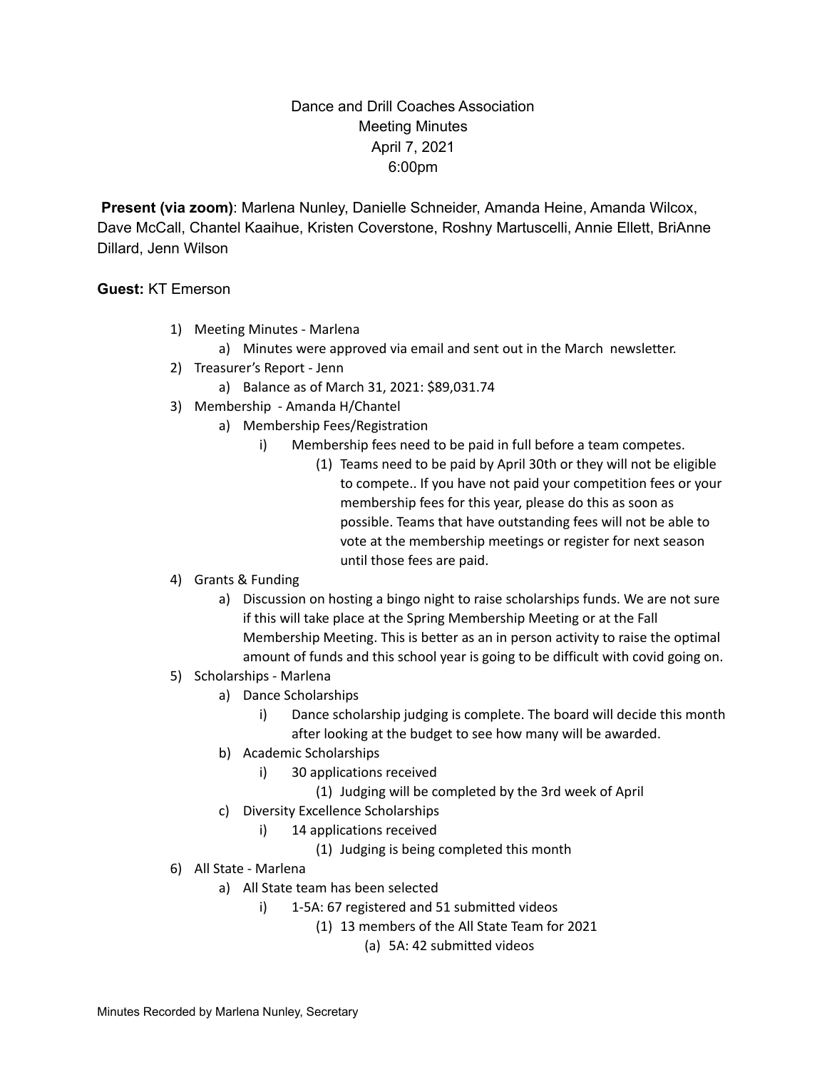Dance and Drill Coaches Association
Meeting Minutes
April 7, 2021
6:00pm

**Present (via zoom)**: Marlena Nunley, Danielle Schneider, Amanda Heine, Amanda Wilcox, Dave McCall, Chantel Kaaihue, Kristen Coverstone, Roshny Martuscelli, Annie Ellett, BriAnne Dillard, Jenn Wilson

**Guest:** KT Emerson

1) Meeting Minutes - Marlena
   a) Minutes were approved via email and sent out in the March newsletter.
2) Treasurer's Report - Jenn
   a) Balance as of March 31, 2021: $89,031.74
3) Membership - Amanda H/Chantel
   a) Membership Fees/Registration
      i) Membership fees need to be paid in full before a team competes.
         (1) Teams need to be paid by April 30th or they will not be eligible to compete.. If you have not paid your competition fees or your membership fees for this year, please do this as soon as possible. Teams that have outstanding fees will not be able to vote at the membership meetings or register for next season until those fees are paid.
4) Grants & Funding
   a) Discussion on hosting a bingo night to raise scholarships funds. We are not sure if this will take place at the Spring Membership Meeting or at the Fall Membership Meeting. This is better as an in person activity to raise the optimal amount of funds and this school year is going to be difficult with covid going on.
5) Scholarships - Marlena
   a) Dance Scholarships
      i) Dance scholarship judging is complete. The board will decide this month after looking at the budget to see how many will be awarded.
   b) Academic Scholarships
      i) 30 applications received
         (1) Judging will be completed by the 3rd week of April
   c) Diversity Excellence Scholarships
      i) 14 applications received
         (1) Judging is being completed this month
6) All State - Marlena
   a) All State team has been selected
      i) 1-5A: 67 registered and 51 submitted videos
         (1) 13 members of the All State Team for 2021
            (a) 5A: 42 submitted videos

Minutes Recorded by Marlena Nunley, Secretary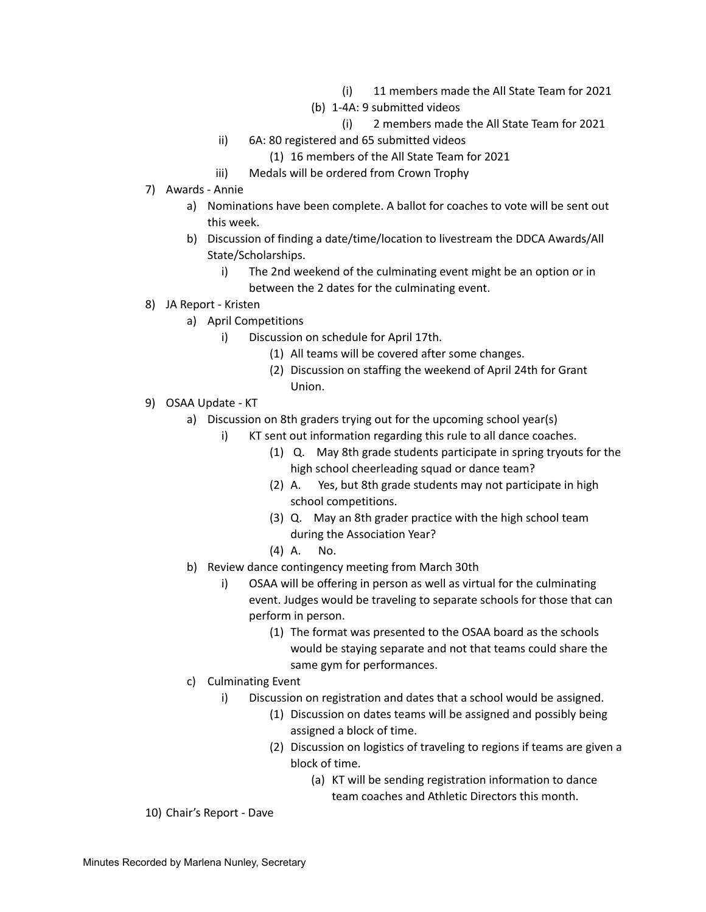(i) 11 members made the All State Team for 2021

        (b) 1-4A: 9 submitted videos

            (i) 2 members made the All State Team for 2021

    ii) 6A: 80 registered and 65 submitted videos

        (1) 16 members of the All State Team for 2021

    iii) Medals will be ordered from Crown Trophy

7) Awards - Annie
    a) Nominations have been complete. A ballot for coaches to vote will be sent out this week.
    b) Discussion of finding a date/time/location to livestream the DDCA Awards/All State/Scholarships.
        i) The 2nd weekend of the culminating event might be an option or in between the 2 dates for the culminating event.
8) JA Report - Kristen
    a) April Competitions
        i) Discussion on schedule for April 17th.
            (1) All teams will be covered after some changes.
            (2) Discussion on staffing the weekend of April 24th for Grant Union.
9) OSAA Update - KT
    a) Discussion on 8th graders trying out for the upcoming school year(s)
        i) KT sent out information regarding this rule to all dance coaches.
            (1) Q. May 8th grade students participate in spring tryouts for the high school cheerleading squad or dance team?
            (2) A. Yes, but 8th grade students may not participate in high school competitions.
            (3) Q. May an 8th grader practice with the high school team during the Association Year?
            (4) A. No.
    b) Review dance contingency meeting from March 30th
        i) OSAA will be offering in person as well as virtual for the culminating event. Judges would be traveling to separate schools for those that can perform in person.
            (1) The format was presented to the OSAA board as the schools would be staying separate and not that teams could share the same gym for performances.
    c) Culminating Event
        i) Discussion on registration and dates that a school would be assigned.
            (1) Discussion on dates teams will be assigned and possibly being assigned a block of time.
            (2) Discussion on logistics of traveling to regions if teams are given a block of time.
                (a) KT will be sending registration information to dance team coaches and Athletic Directors this month.
10) Chair's Report - Dave

Minutes Recorded by Marlena Nunley, Secretary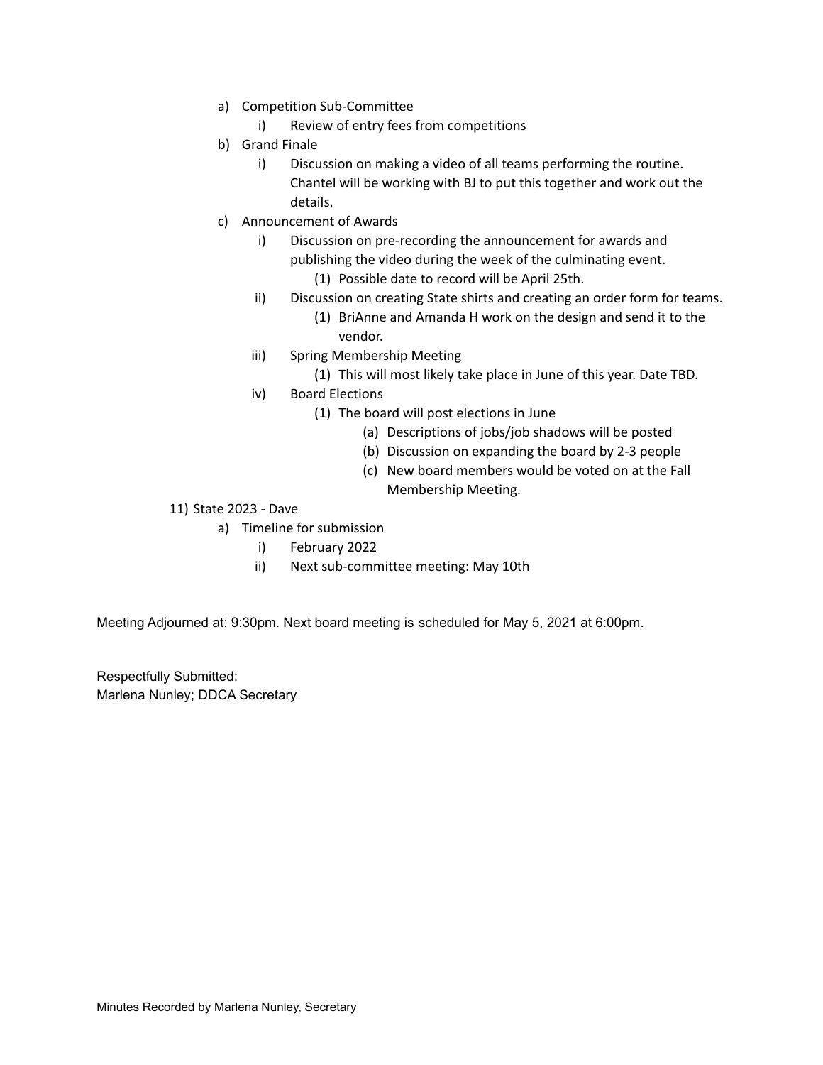- a) Competition Sub-Committee
    - i) Review of entry fees from competitions
- b) Grand Finale
    - i) Discussion on making a video of all teams performing the routine. Chantel will be working with BJ to put this together and work out the details.
- c) Announcement of Awards
    - i) Discussion on pre-recording the announcement for awards and publishing the video during the week of the culminating event.
        - (1) Possible date to record will be April 25th.
    - ii) Discussion on creating State shirts and creating an order form for teams.
        - (1) BriAnne and Amanda H work on the design and send it to the vendor.
    - iii) Spring Membership Meeting
        - (1) This will most likely take place in June of this year. Date TBD.
    - iv) Board Elections
        - (1) The board will post elections in June
            - (a) Descriptions of jobs/job shadows will be posted
            - (b) Discussion on expanding the board by 2-3 people
            - (c) New board members would be voted on at the Fall Membership Meeting.

11) State 2023 - Dave
- a) Timeline for submission
    - i) February 2022
    - ii) Next sub-committee meeting: May 10th

Meeting Adjourned at: 9:30pm. Next board meeting is scheduled for May 5, 2021 at 6:00pm.

Respectfully Submitted:
Marlena Nunley; DDCA Secretary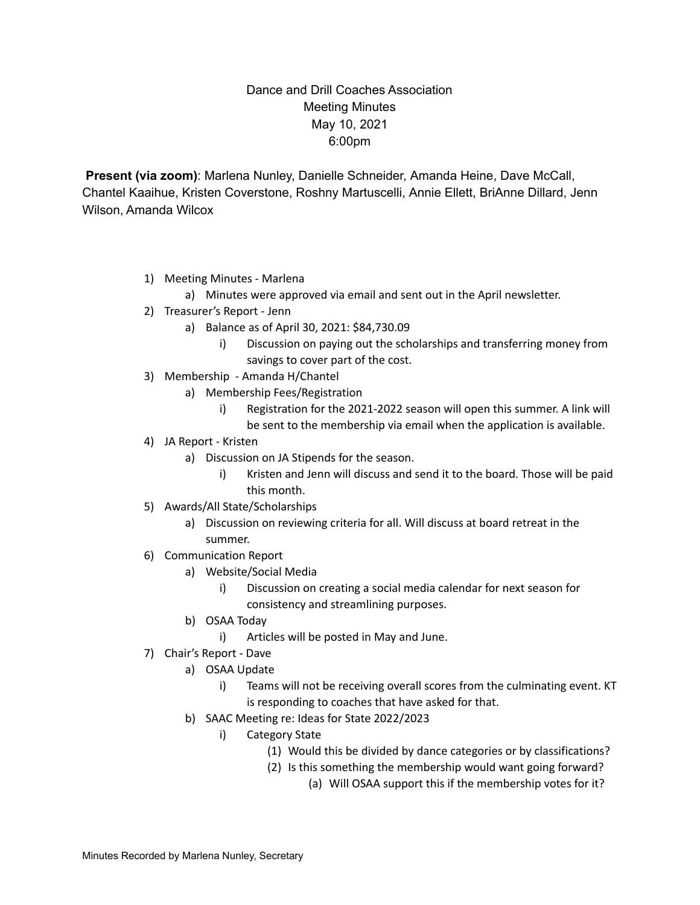Dance and Drill Coaches Association
Meeting Minutes
May 10, 2021
6:00pm

**Present (via zoom)**: Marlena Nunley, Danielle Schneider, Amanda Heine, Dave McCall, Chantel Kaaihue, Kristen Coverstone, Roshny Martuscelli, Annie Ellett, BriAnne Dillard, Jenn Wilson, Amanda Wilcox

1) Meeting Minutes - Marlena
    a) Minutes were approved via email and sent out in the April newsletter.
2) Treasurer's Report - Jenn
    a) Balance as of April 30, 2021: $84,730.09
        i) Discussion on paying out the scholarships and transferring money from savings to cover part of the cost.
3) Membership - Amanda H/Chantel
    a) Membership Fees/Registration
        i) Registration for the 2021-2022 season will open this summer. A link will be sent to the membership via email when the application is available.
4) JA Report - Kristen
    a) Discussion on JA Stipends for the season.
        i) Kristen and Jenn will discuss and send it to the board. Those will be paid this month.
5) Awards/All State/Scholarships
    a) Discussion on reviewing criteria for all. Will discuss at board retreat in the summer.
6) Communication Report
    a) Website/Social Media
        i) Discussion on creating a social media calendar for next season for consistency and streamlining purposes.
    b) OSAA Today
        i) Articles will be posted in May and June.
7) Chair's Report - Dave
    a) OSAA Update
        i) Teams will not be receiving overall scores from the culminating event. KT is responding to coaches that have asked for that.
    b) SAAC Meeting re: Ideas for State 2022/2023
        i) Category State
            (1) Would this be divided by dance categories or by classifications?
            (2) Is this something the membership would want going forward?
                (a) Will OSAA support this if the membership votes for it?

Minutes Recorded by Marlena Nunley, Secretary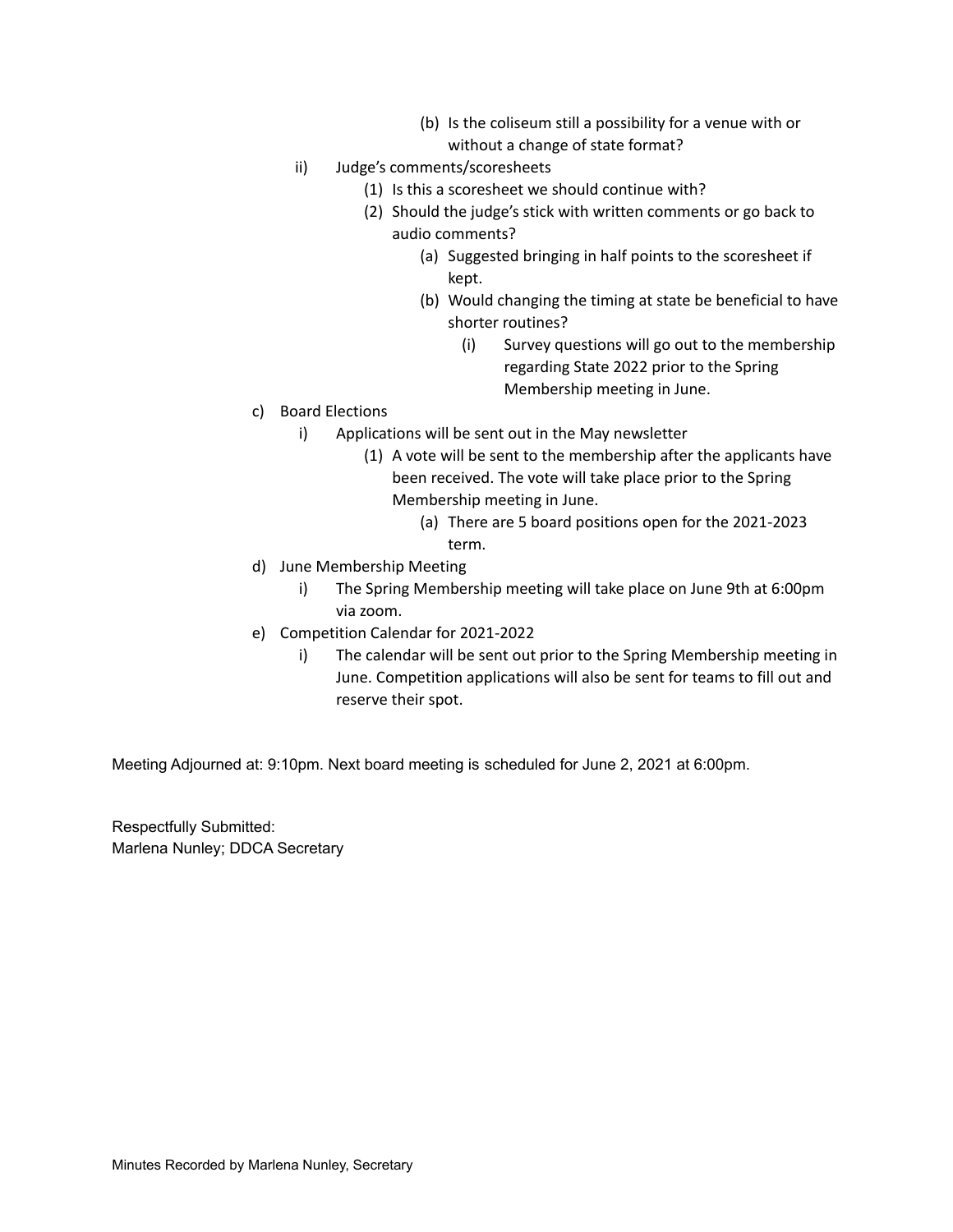- (b) Is the coliseum still a possibility for a venue with or without a change of state format?
   - ii) Judge's comments/scoresheets
      - (1) Is this a scoresheet we should continue with?
      - (2) Should the judge's stick with written comments or go back to audio comments?
         - (a) Suggested bringing in half points to the scoresheet if kept.
         - (b) Would changing the timing at state be beneficial to have shorter routines?
            - (i) Survey questions will go out to the membership regarding State 2022 prior to the Spring Membership meeting in June.
- c) Board Elections
   - i) Applications will be sent out in the May newsletter
      - (1) A vote will be sent to the membership after the applicants have been received. The vote will take place prior to the Spring Membership meeting in June.
         - (a) There are 5 board positions open for the 2021-2023 term.
- d) June Membership Meeting
   - i) The Spring Membership meeting will take place on June 9th at 6:00pm via zoom.
- e) Competition Calendar for 2021-2022
   - i) The calendar will be sent out prior to the Spring Membership meeting in June. Competition applications will also be sent for teams to fill out and reserve their spot.

Meeting Adjourned at: 9:10pm. Next board meeting is scheduled for June 2, 2021 at 6:00pm.

Respectfully Submitted:
Marlena Nunley; DDCA Secretary

Minutes Recorded by Marlena Nunley, Secretary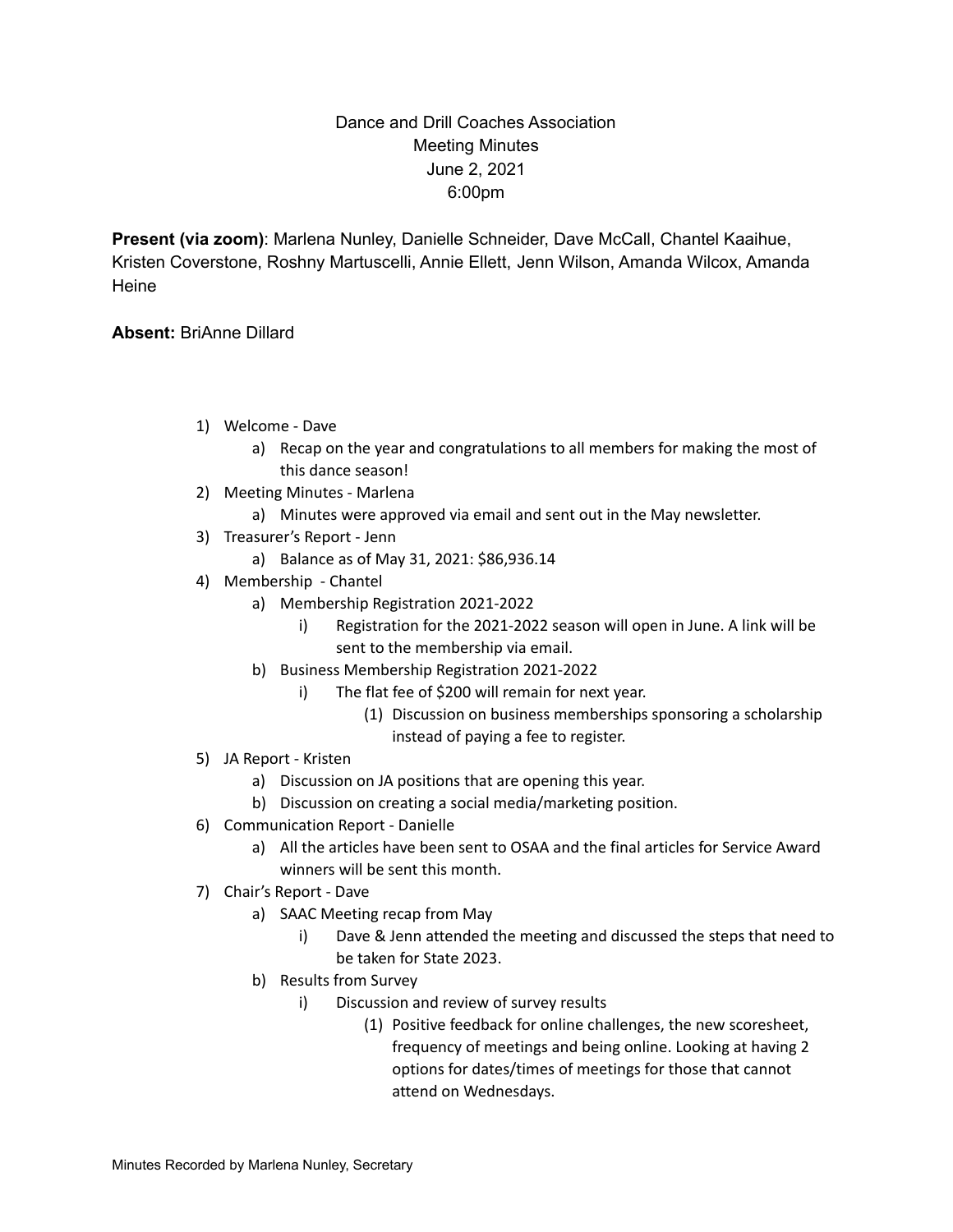Dance and Drill Coaches Association
Meeting Minutes
June 2, 2021
6:00pm

**Present (via zoom)**: Marlena Nunley, Danielle Schneider, Dave McCall, Chantel Kaaihue, Kristen Coverstone, Roshny Martuscelli, Annie Ellett, Jenn Wilson, Amanda Wilcox, Amanda Heine

**Absent:** BriAnne Dillard

1) Welcome - Dave
    a) Recap on the year and congratulations to all members for making the most of this dance season!
2) Meeting Minutes - Marlena
    a) Minutes were approved via email and sent out in the May newsletter.
3) Treasurer's Report - Jenn
    a) Balance as of May 31, 2021: $86,936.14
4) Membership - Chantel
    a) Membership Registration 2021-2022
        i) Registration for the 2021-2022 season will open in June. A link will be sent to the membership via email.
    b) Business Membership Registration 2021-2022
        i) The flat fee of $200 will remain for next year.
            (1) Discussion on business memberships sponsoring a scholarship instead of paying a fee to register.
5) JA Report - Kristen
    a) Discussion on JA positions that are opening this year.
    b) Discussion on creating a social media/marketing position.
6) Communication Report - Danielle
    a) All the articles have been sent to OSAA and the final articles for Service Award winners will be sent this month.
7) Chair's Report - Dave
    a) SAAC Meeting recap from May
        i) Dave & Jenn attended the meeting and discussed the steps that need to be taken for State 2023.
    b) Results from Survey
        i) Discussion and review of survey results
            (1) Positive feedback for online challenges, the new scoresheet, frequency of meetings and being online. Looking at having 2 options for dates/times of meetings for those that cannot attend on Wednesdays.

Minutes Recorded by Marlena Nunley, Secretary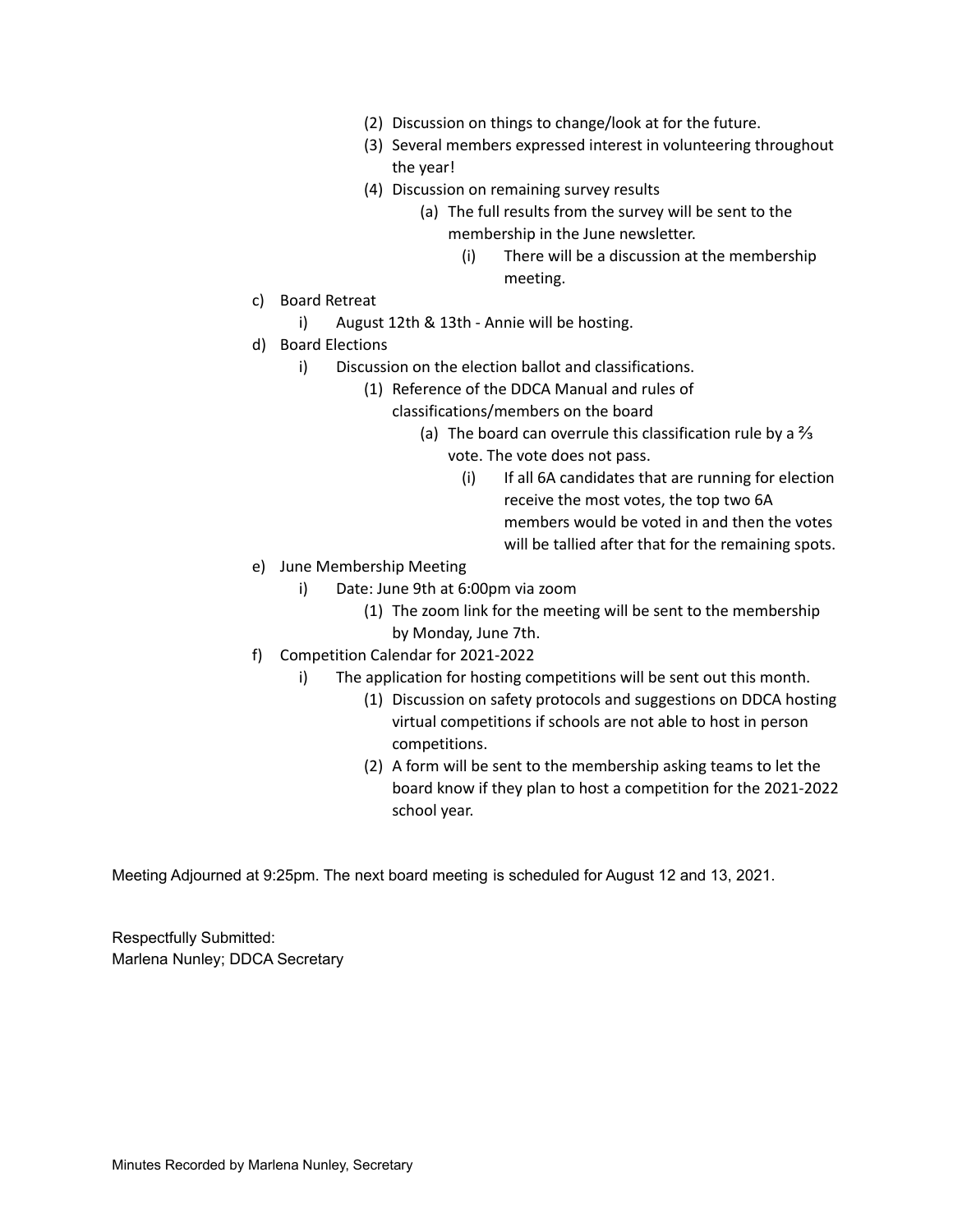- (2) Discussion on things to change/look at for the future.
- (3) Several members expressed interest in volunteering throughout the year!
- (4) Discussion on remaining survey results
  - (a) The full results from the survey will be sent to the membership in the June newsletter.
    - (i) There will be a discussion at the membership meeting.

c) Board Retreat
- i) August 12th & 13th - Annie will be hosting.

d) Board Elections
- i) Discussion on the election ballot and classifications.
  - (1) Reference of the DDCA Manual and rules of classifications/members on the board
    - (a) The board can overrule this classification rule by a ⅔ vote. The vote does not pass.
      - (i) If all 6A candidates that are running for election receive the most votes, the top two 6A members would be voted in and then the votes will be tallied after that for the remaining spots.

e) June Membership Meeting
- i) Date: June 9th at 6:00pm via zoom
  - (1) The zoom link for the meeting will be sent to the membership by Monday, June 7th.

f) Competition Calendar for 2021-2022
- i) The application for hosting competitions will be sent out this month.
  - (1) Discussion on safety protocols and suggestions on DDCA hosting virtual competitions if schools are not able to host in person competitions.
  - (2) A form will be sent to the membership asking teams to let the board know if they plan to host a competition for the 2021-2022 school year.

Meeting Adjourned at 9:25pm. The next board meeting is scheduled for August 12 and 13, 2021.

Respectfully Submitted:
Marlena Nunley; DDCA Secretary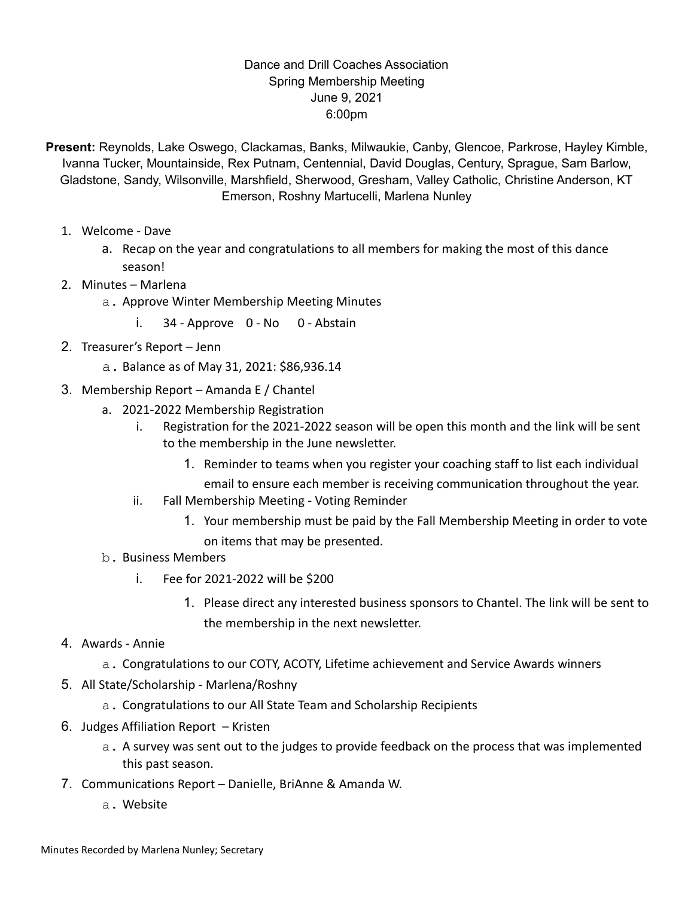Dance and Drill Coaches Association
Spring Membership Meeting
June 9, 2021
6:00pm

**Present:** Reynolds, Lake Oswego, Clackamas, Banks, Milwaukie, Canby, Glencoe, Parkrose, Hayley Kimble, Ivanna Tucker, Mountainside, Rex Putnam, Centennial, David Douglas, Century, Sprague, Sam Barlow, Gladstone, Sandy, Wilsonville, Marshfield, Sherwood, Gresham, Valley Catholic, Christine Anderson, KT Emerson, Roshny Martucelli, Marlena Nunley

1. Welcome - Dave
   a. Recap on the year and congratulations to all members for making the most of this dance season!
2. Minutes – Marlena
   a. Approve Winter Membership Meeting Minutes
      i. 34 - Approve 0 - No 0 - Abstain
2. Treasurer's Report – Jenn
   a. Balance as of May 31, 2021: $86,936.14
3. Membership Report – Amanda E / Chantel
   a. 2021-2022 Membership Registration
      i. Registration for the 2021-2022 season will be open this month and the link will be sent to the membership in the June newsletter.
         1. Reminder to teams when you register your coaching staff to list each individual email to ensure each member is receiving communication throughout the year.
      ii. Fall Membership Meeting - Voting Reminder
         1. Your membership must be paid by the Fall Membership Meeting in order to vote on items that may be presented.
   b. Business Members
      i. Fee for 2021-2022 will be $200
         1. Please direct any interested business sponsors to Chantel. The link will be sent to the membership in the next newsletter.
4. Awards - Annie
   a. Congratulations to our COTY, ACOTY, Lifetime achievement and Service Awards winners
5. All State/Scholarship - Marlena/Roshny
   a. Congratulations to our All State Team and Scholarship Recipients
6. Judges Affiliation Report – Kristen
   a. A survey was sent out to the judges to provide feedback on the process that was implemented this past season.
7. Communications Report – Danielle, BriAnne & Amanda W.
   a. Website

Minutes Recorded by Marlena Nunley; Secretary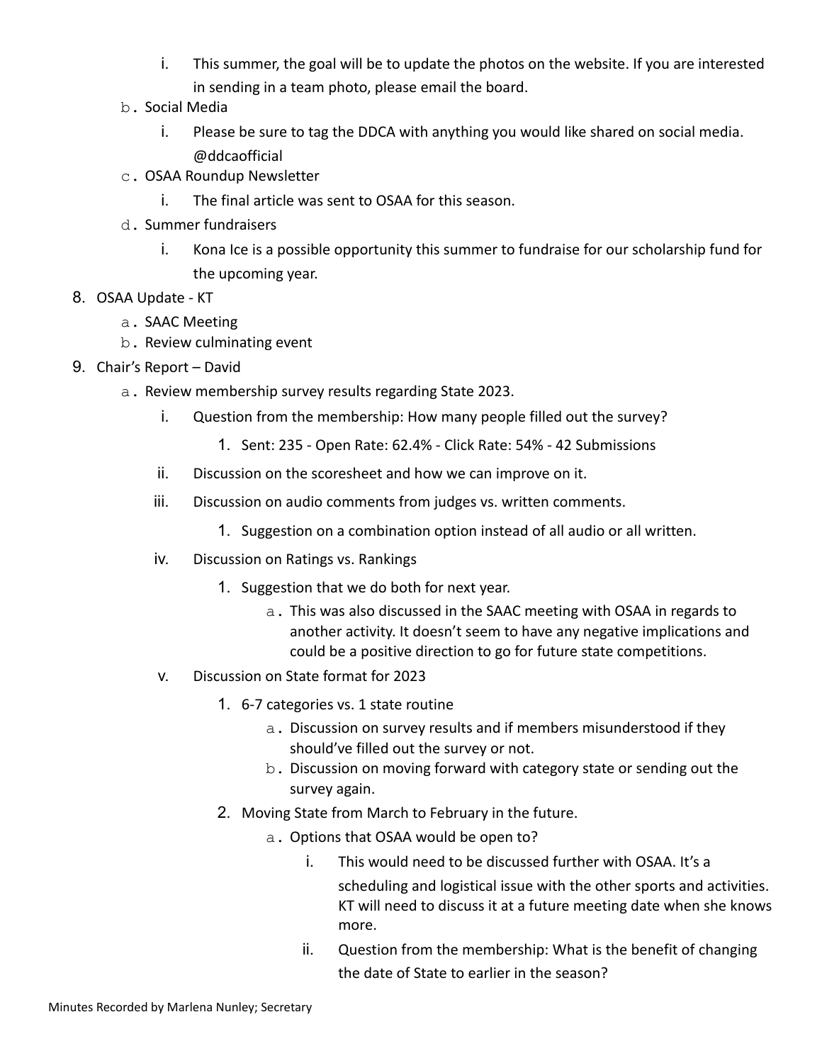i. This summer, the goal will be to update the photos on the website. If you are interested in sending in a team photo, please email the board.

    b. Social Media

        i. Please be sure to tag the DDCA with anything you would like shared on social media. @ddcaofficial

    c. OSAA Roundup Newsletter

        i. The final article was sent to OSAA for this season.

    d. Summer fundraisers

        i. Kona Ice is a possible opportunity this summer to fundraise for our scholarship fund for the upcoming year.

8. OSAA Update - KT

    a. SAAC Meeting

    b. Review culminating event

9. Chair's Report – David

    a. Review membership survey results regarding State 2023.

        i. Question from the membership: How many people filled out the survey?

            1. Sent: 235 - Open Rate: 62.4% - Click Rate: 54% - 42 Submissions

        ii. Discussion on the scoresheet and how we can improve on it.

        iii. Discussion on audio comments from judges vs. written comments.

            1. Suggestion on a combination option instead of all audio or all written.

        iv. Discussion on Ratings vs. Rankings

            1. Suggestion that we do both for next year.

                a. This was also discussed in the SAAC meeting with OSAA in regards to another activity. It doesn't seem to have any negative implications and could be a positive direction to go for future state competitions.

        v. Discussion on State format for 2023

            1. 6-7 categories vs. 1 state routine

                a. Discussion on survey results and if members misunderstood if they should've filled out the survey or not.

                b. Discussion on moving forward with category state or sending out the survey again.

            2. Moving State from March to February in the future.

                a. Options that OSAA would be open to?

                    i. This would need to be discussed further with OSAA. It's a scheduling and logistical issue with the other sports and activities. KT will need to discuss it at a future meeting date when she knows more.

                    ii. Question from the membership: What is the benefit of changing the date of State to earlier in the season?

Minutes Recorded by Marlena Nunley; Secretary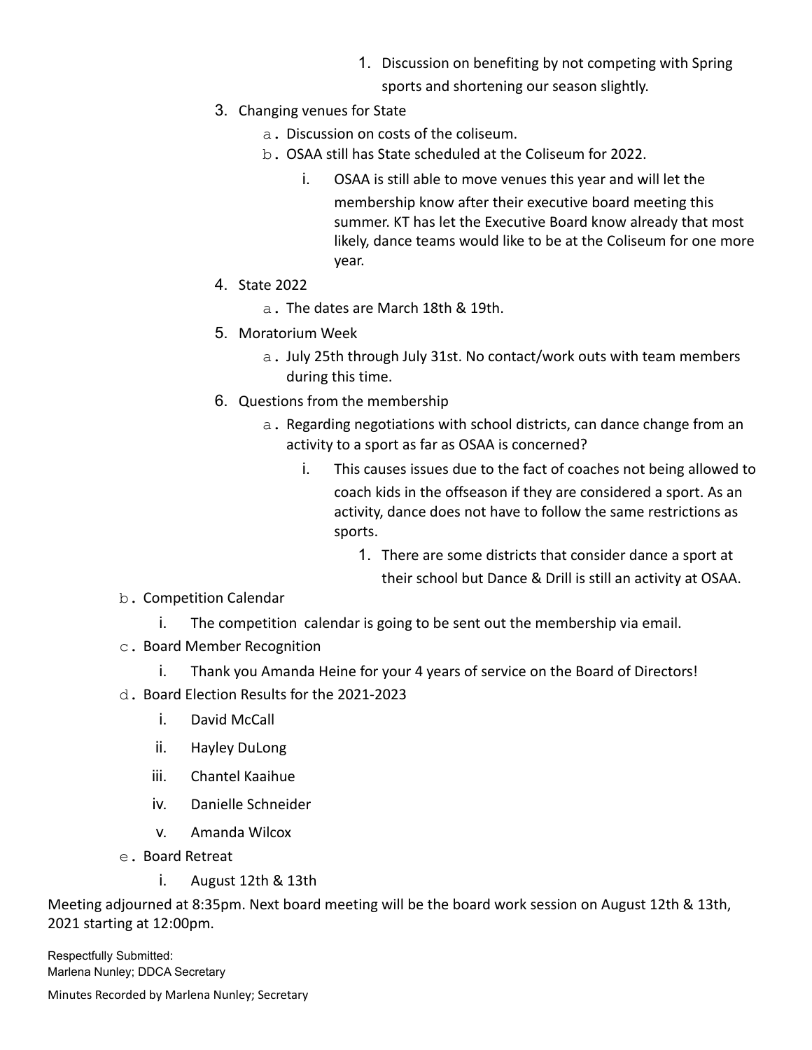1. Discussion on benefiting by not competing with Spring sports and shortening our season slightly.

3. Changing venues for State
    a. Discussion on costs of the coliseum.
    b. OSAA still has State scheduled at the Coliseum for 2022.
        i. OSAA is still able to move venues this year and will let the membership know after their executive board meeting this summer. KT has let the Executive Board know already that most likely, dance teams would like to be at the Coliseum for one more year.
4. State 2022
    a. The dates are March 18th & 19th.
5. Moratorium Week
    a. July 25th through July 31st. No contact/work outs with team members during this time.
6. Questions from the membership
    a. Regarding negotiations with school districts, can dance change from an activity to a sport as far as OSAA is concerned?
        i. This causes issues due to the fact of coaches not being allowed to coach kids in the offseason if they are considered a sport. As an activity, dance does not have to follow the same restrictions as sports.
            1. There are some districts that consider dance a sport at their school but Dance & Drill is still an activity at OSAA.

b. Competition Calendar
    i. The competition calendar is going to be sent out the membership via email.
c. Board Member Recognition
    i. Thank you Amanda Heine for your 4 years of service on the Board of Directors!
d. Board Election Results for the 2021-2023
    i. David McCall
    ii. Hayley DuLong
    iii. Chantel Kaaihue
    iv. Danielle Schneider
    v. Amanda Wilcox
e. Board Retreat
    i. August 12th & 13th

Meeting adjourned at 8:35pm. Next board meeting will be the board work session on August 12th & 13th, 2021 starting at 12:00pm.

Respectfully Submitted:
Marlena Nunley; DDCA Secretary

Minutes Recorded by Marlena Nunley; Secretary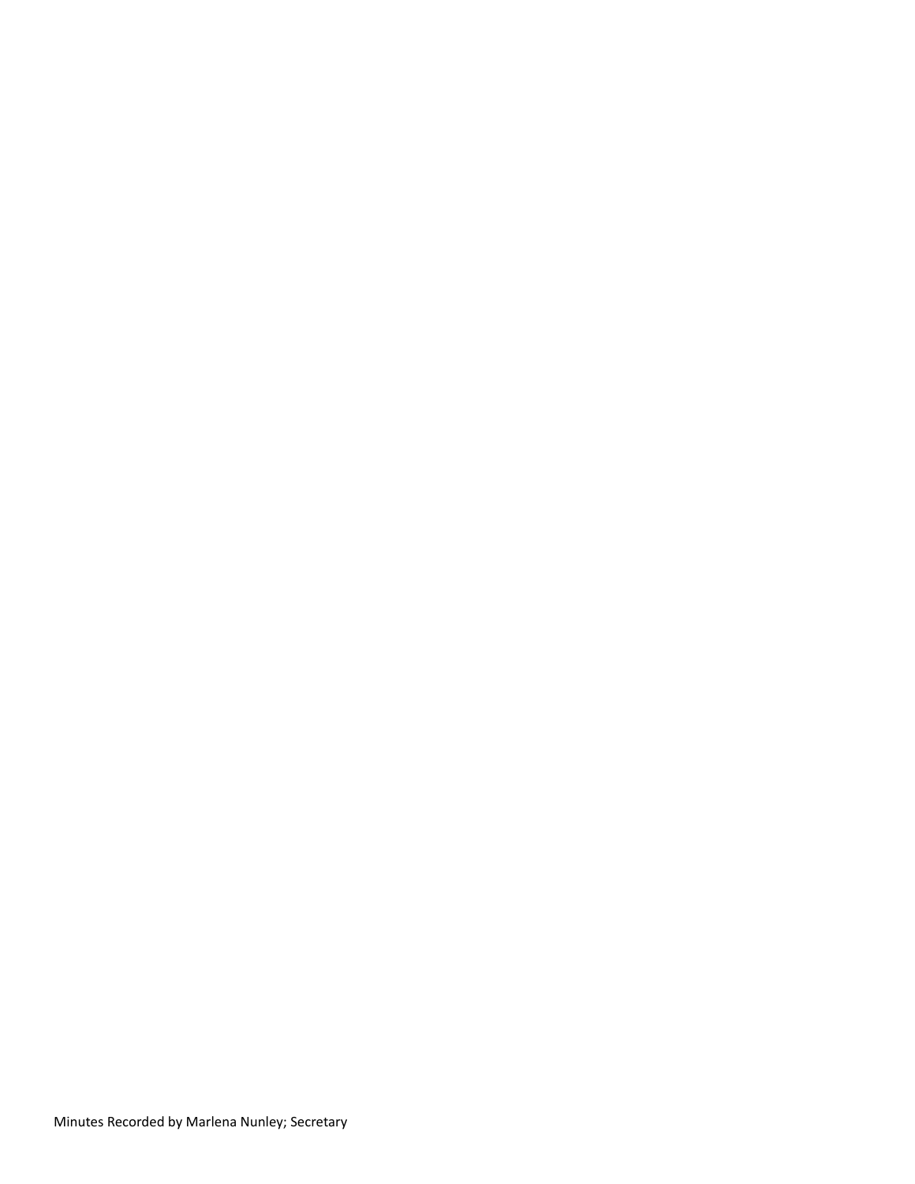Minutes Recorded by Marlena Nunley; Secretary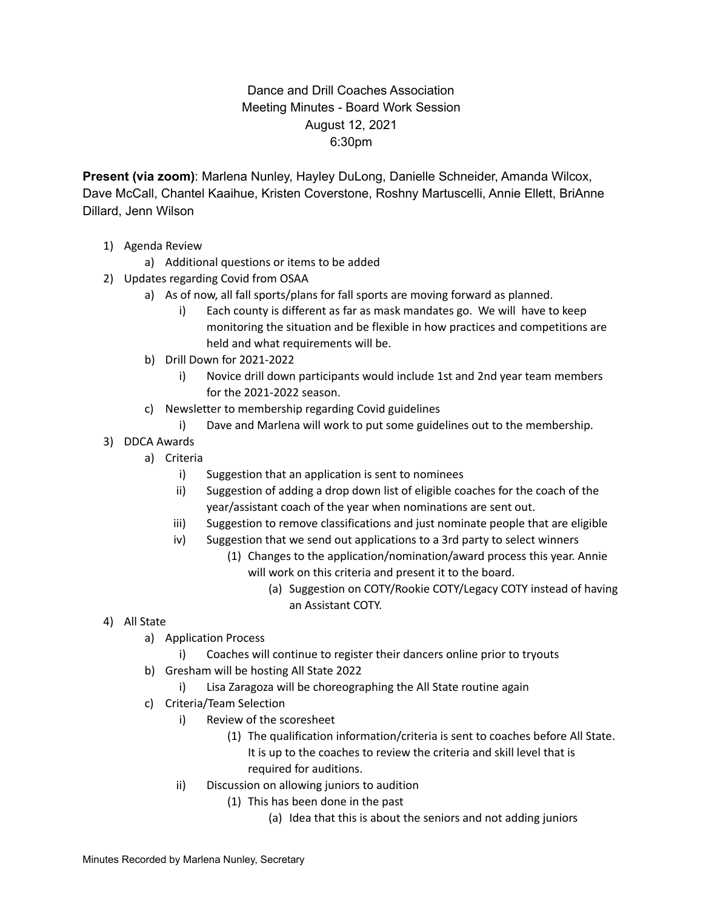Dance and Drill Coaches Association
Meeting Minutes - Board Work Session
August 12, 2021
6:30pm

**Present (via zoom)**: Marlena Nunley, Hayley DuLong, Danielle Schneider, Amanda Wilcox, Dave McCall, Chantel Kaaihue, Kristen Coverstone, Roshny Martuscelli, Annie Ellett, BriAnne Dillard, Jenn Wilson

1) Agenda Review
    a) Additional questions or items to be added
2) Updates regarding Covid from OSAA
    a) As of now, all fall sports/plans for fall sports are moving forward as planned.
        i) Each county is different as far as mask mandates go. We will have to keep monitoring the situation and be flexible in how practices and competitions are held and what requirements will be.
    b) Drill Down for 2021-2022
        i) Novice drill down participants would include 1st and 2nd year team members for the 2021-2022 season.
    c) Newsletter to membership regarding Covid guidelines
        i) Dave and Marlena will work to put some guidelines out to the membership.
3) DDCA Awards
    a) Criteria
        i) Suggestion that an application is sent to nominees
        ii) Suggestion of adding a drop down list of eligible coaches for the coach of the year/assistant coach of the year when nominations are sent out.
        iii) Suggestion to remove classifications and just nominate people that are eligible
        iv) Suggestion that we send out applications to a 3rd party to select winners
            (1) Changes to the application/nomination/award process this year. Annie will work on this criteria and present it to the board.
                (a) Suggestion on COTY/Rookie COTY/Legacy COTY instead of having an Assistant COTY.
4) All State
    a) Application Process
        i) Coaches will continue to register their dancers online prior to tryouts
    b) Gresham will be hosting All State 2022
        i) Lisa Zaragoza will be choreographing the All State routine again
    c) Criteria/Team Selection
        i) Review of the scoresheet
            (1) The qualification information/criteria is sent to coaches before All State. It is up to the coaches to review the criteria and skill level that is required for auditions.
        ii) Discussion on allowing juniors to audition
            (1) This has been done in the past
                (a) Idea that this is about the seniors and not adding juniors

Minutes Recorded by Marlena Nunley, Secretary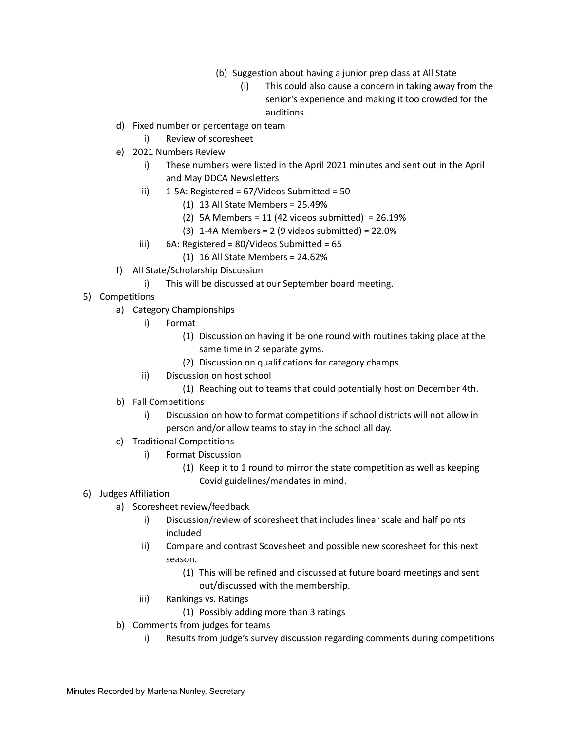- (b) Suggestion about having a junior prep class at All State
            - (i) This could also cause a concern in taking away from the senior's experience and making it too crowded for the auditions.
    - d) Fixed number or percentage on team
        - i) Review of scoresheet
    - e) 2021 Numbers Review
        - i) These numbers were listed in the April 2021 minutes and sent out in the April and May DDCA Newsletters
        - ii) 1-5A: Registered = 67/Videos Submitted = 50
            - (1) 13 All State Members = 25.49%
            - (2) 5A Members = 11 (42 videos submitted) = 26.19%
            - (3) 1-4A Members = 2 (9 videos submitted) = 22.0%
        - iii) 6A: Registered = 80/Videos Submitted = 65
            - (1) 16 All State Members = 24.62%
    - f) All State/Scholarship Discussion
        - i) This will be discussed at our September board meeting.

5) Competitions
    - a) Category Championships
        - i) Format
            - (1) Discussion on having it be one round with routines taking place at the same time in 2 separate gyms.
            - (2) Discussion on qualifications for category champs
        - ii) Discussion on host school
            - (1) Reaching out to teams that could potentially host on December 4th.
    - b) Fall Competitions
        - i) Discussion on how to format competitions if school districts will not allow in person and/or allow teams to stay in the school all day.
    - c) Traditional Competitions
        - i) Format Discussion
            - (1) Keep it to 1 round to mirror the state competition as well as keeping Covid guidelines/mandates in mind.

6) Judges Affiliation
    - a) Scoresheet review/feedback
        - i) Discussion/review of scoresheet that includes linear scale and half points included
        - ii) Compare and contrast Scovesheet and possible new scoresheet for this next season.
            - (1) This will be refined and discussed at future board meetings and sent out/discussed with the membership.
        - iii) Rankings vs. Ratings
            - (1) Possibly adding more than 3 ratings
    - b) Comments from judges for teams
        - i) Results from judge's survey discussion regarding comments during competitions

Minutes Recorded by Marlena Nunley, Secretary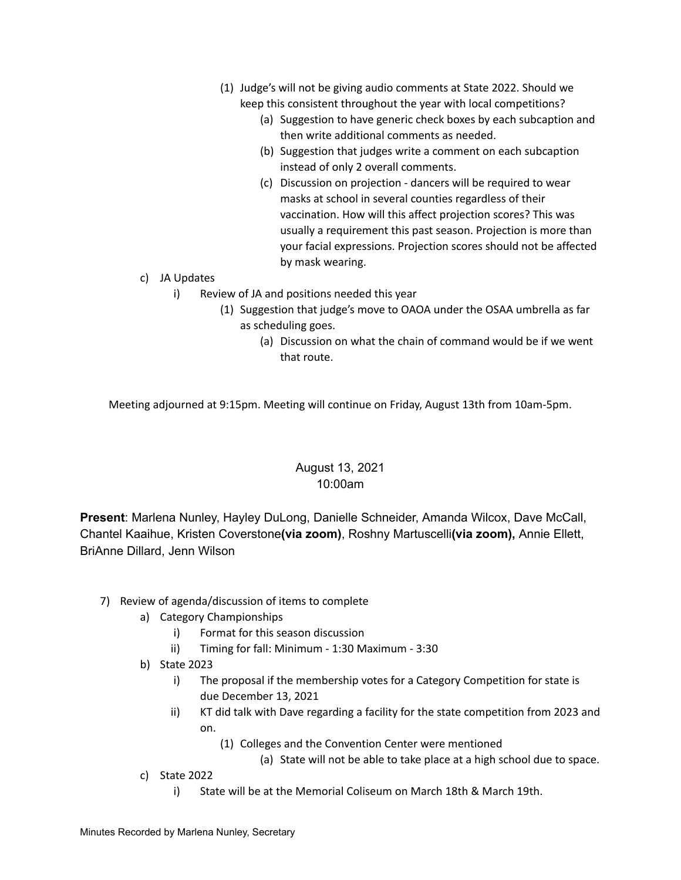(1) Judge's will not be giving audio comments at State 2022. Should we keep this consistent throughout the year with local competitions?
    - (a) Suggestion to have generic check boxes by each subcaption and then write additional comments as needed.
    - (b) Suggestion that judges write a comment on each subcaption instead of only 2 overall comments.
    - (c) Discussion on projection - dancers will be required to wear masks at school in several counties regardless of their vaccination. How will this affect projection scores? This was usually a requirement this past season. Projection is more than your facial expressions. Projection scores should not be affected by mask wearing.

- c) JA Updates
    - i) Review of JA and positions needed this year
        - (1) Suggestion that judge's move to OAOA under the OSAA umbrella as far as scheduling goes.
            - (a) Discussion on what the chain of command would be if we went that route.

Meeting adjourned at 9:15pm. Meeting will continue on Friday, August 13th from 10am-5pm.

August 13, 2021
10:00am

**Present**: Marlena Nunley, Hayley DuLong, Danielle Schneider, Amanda Wilcox, Dave McCall, Chantel Kaaihue, Kristen Coverstone**(via zoom)**, Roshny Martuscelli**(via zoom),** Annie Ellett, BriAnne Dillard, Jenn Wilson

7) Review of agenda/discussion of items to complete
- a) Category Championships
    - i) Format for this season discussion
    - ii) Timing for fall: Minimum - 1:30 Maximum - 3:30
- b) State 2023
    - i) The proposal if the membership votes for a Category Competition for state is due December 13, 2021
    - ii) KT did talk with Dave regarding a facility for the state competition from 2023 and on.
        - (1) Colleges and the Convention Center were mentioned
            - (a) State will not be able to take place at a high school due to space.
- c) State 2022
    - i) State will be at the Memorial Coliseum on March 18th & March 19th.

Minutes Recorded by Marlena Nunley, Secretary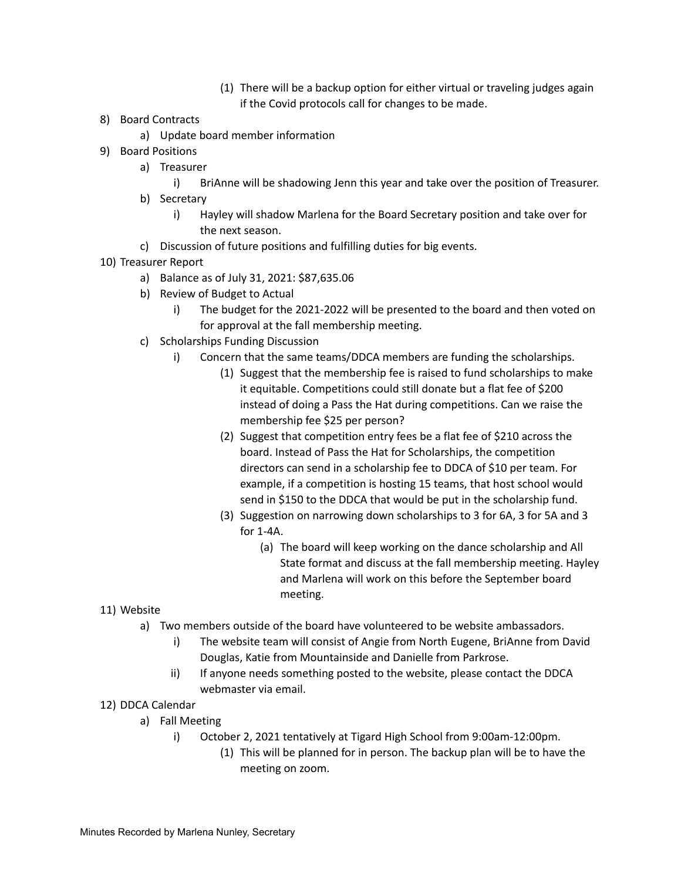(1) There will be a backup option for either virtual or traveling judges again if the Covid protocols call for changes to be made.

8) Board Contracts
   a) Update board member information
9) Board Positions
   a) Treasurer
      i) BriAnne will be shadowing Jenn this year and take over the position of Treasurer.
   b) Secretary
      i) Hayley will shadow Marlena for the Board Secretary position and take over for the next season.
   c) Discussion of future positions and fulfilling duties for big events.
10) Treasurer Report
   a) Balance as of July 31, 2021: $87,635.06
   b) Review of Budget to Actual
      i) The budget for the 2021-2022 will be presented to the board and then voted on for approval at the fall membership meeting.
   c) Scholarships Funding Discussion
      i) Concern that the same teams/DDCA members are funding the scholarships.
         (1) Suggest that the membership fee is raised to fund scholarships to make it equitable. Competitions could still donate but a flat fee of $200 instead of doing a Pass the Hat during competitions. Can we raise the membership fee $25 per person?
         (2) Suggest that competition entry fees be a flat fee of $210 across the board. Instead of Pass the Hat for Scholarships, the competition directors can send in a scholarship fee to DDCA of $10 per team. For example, if a competition is hosting 15 teams, that host school would send in $150 to the DDCA that would be put in the scholarship fund.
         (3) Suggestion on narrowing down scholarships to 3 for 6A, 3 for 5A and 3 for 1-4A.
            (a) The board will keep working on the dance scholarship and All State format and discuss at the fall membership meeting. Hayley and Marlena will work on this before the September board meeting.
11) Website
   a) Two members outside of the board have volunteered to be website ambassadors.
      i) The website team will consist of Angie from North Eugene, BriAnne from David Douglas, Katie from Mountainside and Danielle from Parkrose.
      ii) If anyone needs something posted to the website, please contact the DDCA webmaster via email.
12) DDCA Calendar
   a) Fall Meeting
      i) October 2, 2021 tentatively at Tigard High School from 9:00am-12:00pm.
         (1) This will be planned for in person. The backup plan will be to have the meeting on zoom.

Minutes Recorded by Marlena Nunley, Secretary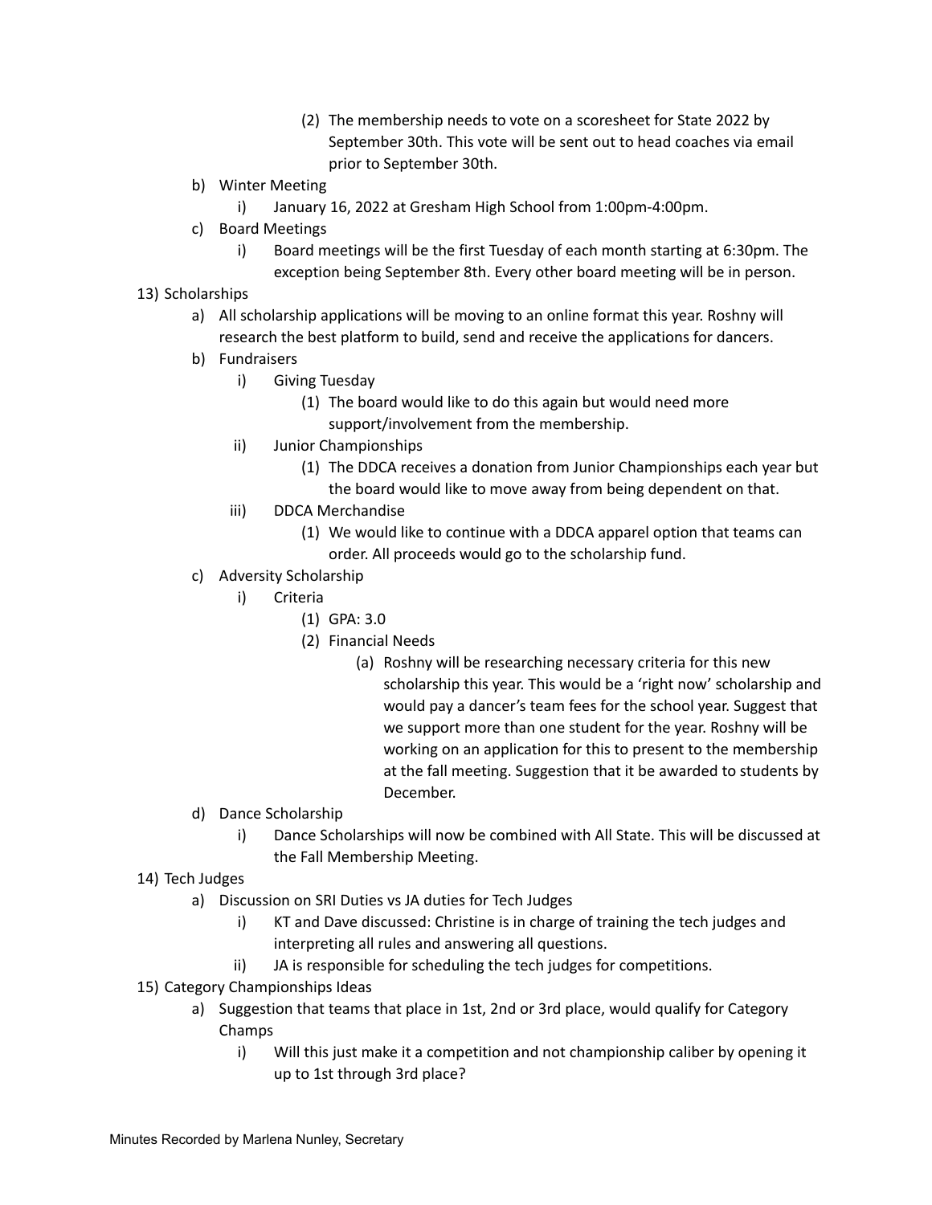- (2) The membership needs to vote on a scoresheet for State 2022 by September 30th. This vote will be sent out to head coaches via email prior to September 30th.
  - b) Winter Meeting
    - i) January 16, 2022 at Gresham High School from 1:00pm-4:00pm.
  - c) Board Meetings
    - i) Board meetings will be the first Tuesday of each month starting at 6:30pm. The exception being September 8th. Every other board meeting will be in person.

13) Scholarships
  - a) All scholarship applications will be moving to an online format this year. Roshny will research the best platform to build, send and receive the applications for dancers.
  - b) Fundraisers
    - i) Giving Tuesday
      - (1) The board would like to do this again but would need more support/involvement from the membership.
    - ii) Junior Championships
      - (1) The DDCA receives a donation from Junior Championships each year but the board would like to move away from being dependent on that.
    - iii) DDCA Merchandise
      - (1) We would like to continue with a DDCA apparel option that teams can order. All proceeds would go to the scholarship fund.
  - c) Adversity Scholarship
    - i) Criteria
      - (1) GPA: 3.0
      - (2) Financial Needs
        - (a) Roshny will be researching necessary criteria for this new scholarship this year. This would be a 'right now' scholarship and would pay a dancer's team fees for the school year. Suggest that we support more than one student for the year. Roshny will be working on an application for this to present to the membership at the fall meeting. Suggestion that it be awarded to students by December.
  - d) Dance Scholarship
    - i) Dance Scholarships will now be combined with All State. This will be discussed at the Fall Membership Meeting.

14) Tech Judges
  - a) Discussion on SRI Duties vs JA duties for Tech Judges
    - i) KT and Dave discussed: Christine is in charge of training the tech judges and interpreting all rules and answering all questions.
    - ii) JA is responsible for scheduling the tech judges for competitions.

15) Category Championships Ideas
  - a) Suggestion that teams that place in 1st, 2nd or 3rd place, would qualify for Category Champs
    - i) Will this just make it a competition and not championship caliber by opening it up to 1st through 3rd place?

Minutes Recorded by Marlena Nunley, Secretary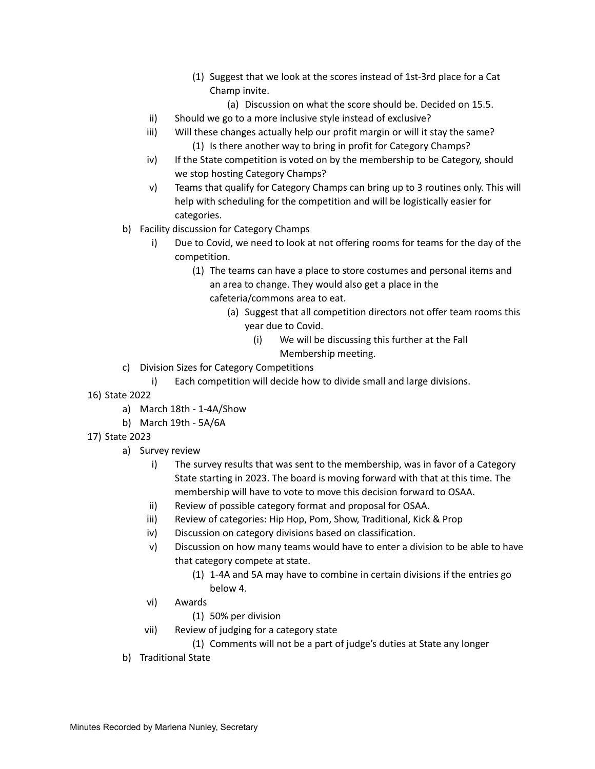- (1) Suggest that we look at the scores instead of 1st-3rd place for a Cat Champ invite.
                - (a) Discussion on what the score should be. Decided on 15.5.
        - ii) Should we go to a more inclusive style instead of exclusive?
        - iii) Will these changes actually help our profit margin or will it stay the same?
            - (1) Is there another way to bring in profit for Category Champs?
        - iv) If the State competition is voted on by the membership to be Category, should we stop hosting Category Champs?
        - v) Teams that qualify for Category Champs can bring up to 3 routines only. This will help with scheduling for the competition and will be logistically easier for categories.
    - b) Facility discussion for Category Champs
        - i) Due to Covid, we need to look at not offering rooms for teams for the day of the competition.
            - (1) The teams can have a place to store costumes and personal items and an area to change. They would also get a place in the cafeteria/commons area to eat.
                - (a) Suggest that all competition directors not offer team rooms this year due to Covid.
                    - (i) We will be discussing this further at the Fall Membership meeting.
    - c) Division Sizes for Category Competitions
        - i) Each competition will decide how to divide small and large divisions.

16) State 2022
    - a) March 18th - 1-4A/Show
    - b) March 19th - 5A/6A

17) State 2023
    - a) Survey review
        - i) The survey results that was sent to the membership, was in favor of a Category State starting in 2023. The board is moving forward with that at this time. The membership will have to vote to move this decision forward to OSAA.
        - ii) Review of possible category format and proposal for OSAA.
        - iii) Review of categories: Hip Hop, Pom, Show, Traditional, Kick & Prop
        - iv) Discussion on category divisions based on classification.
        - v) Discussion on how many teams would have to enter a division to be able to have that category compete at state.
            - (1) 1-4A and 5A may have to combine in certain divisions if the entries go below 4.
        - vi) Awards
            - (1) 50% per division
        - vii) Review of judging for a category state
            - (1) Comments will not be a part of judge's duties at State any longer
    - b) Traditional State

Minutes Recorded by Marlena Nunley, Secretary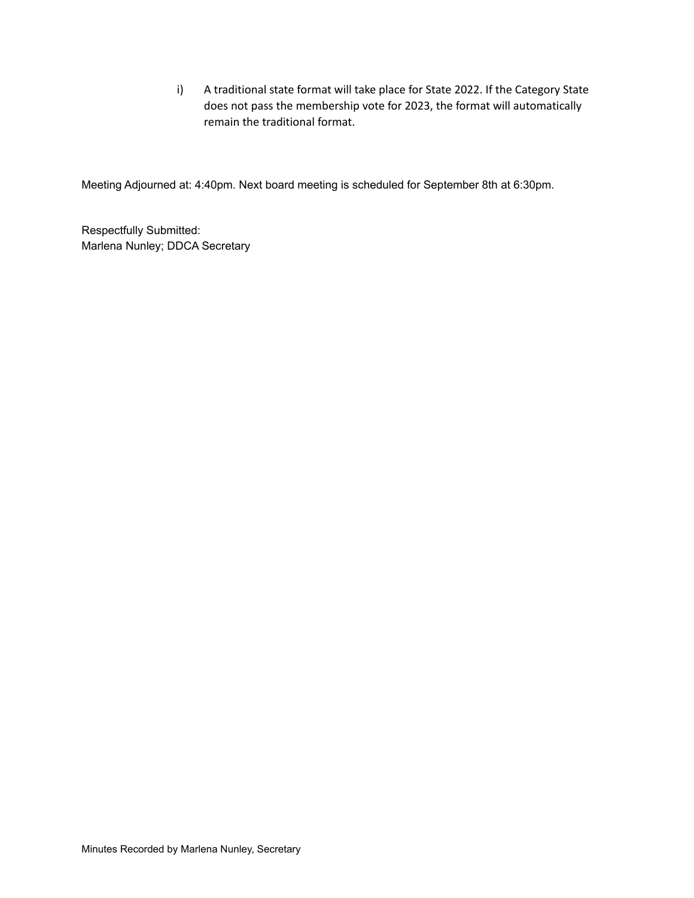i) A traditional state format will take place for State 2022. If the Category State does not pass the membership vote for 2023, the format will automatically remain the traditional format.

Meeting Adjourned at: 4:40pm. Next board meeting is scheduled for September 8th at 6:30pm.

Respectfully Submitted:
Marlena Nunley; DDCA Secretary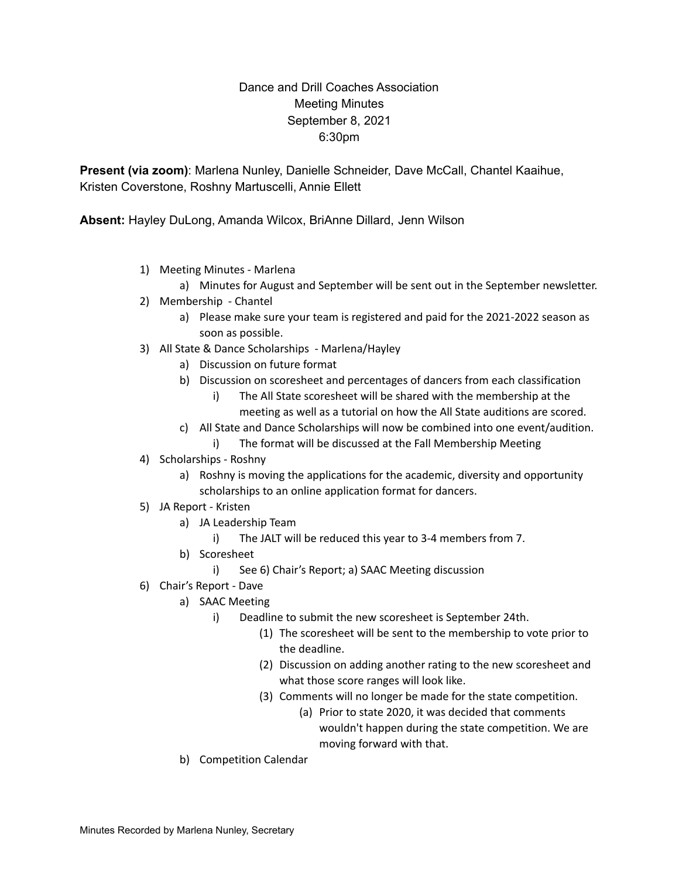Dance and Drill Coaches Association
Meeting Minutes
September 8, 2021
6:30pm

**Present (via zoom)**: Marlena Nunley, Danielle Schneider, Dave McCall, Chantel Kaaihue, Kristen Coverstone, Roshny Martuscelli, Annie Ellett

**Absent:** Hayley DuLong, Amanda Wilcox, BriAnne Dillard, Jenn Wilson

1) Meeting Minutes - Marlena
   a) Minutes for August and September will be sent out in the September newsletter.
2) Membership - Chantel
   a) Please make sure your team is registered and paid for the 2021-2022 season as soon as possible.
3) All State & Dance Scholarships - Marlena/Hayley
   a) Discussion on future format
   b) Discussion on scoresheet and percentages of dancers from each classification
      i) The All State scoresheet will be shared with the membership at the meeting as well as a tutorial on how the All State auditions are scored.
   c) All State and Dance Scholarships will now be combined into one event/audition.
      i) The format will be discussed at the Fall Membership Meeting
4) Scholarships - Roshny
   a) Roshny is moving the applications for the academic, diversity and opportunity scholarships to an online application format for dancers.
5) JA Report - Kristen
   a) JA Leadership Team
      i) The JALT will be reduced this year to 3-4 members from 7.
   b) Scoresheet
      i) See 6) Chair's Report; a) SAAC Meeting discussion
6) Chair's Report - Dave
   a) SAAC Meeting
      i) Deadline to submit the new scoresheet is September 24th.
         (1) The scoresheet will be sent to the membership to vote prior to the deadline.
         (2) Discussion on adding another rating to the new scoresheet and what those score ranges will look like.
         (3) Comments will no longer be made for the state competition.
            (a) Prior to state 2020, it was decided that comments wouldn't happen during the state competition. We are moving forward with that.
   b) Competition Calendar

Minutes Recorded by Marlena Nunley, Secretary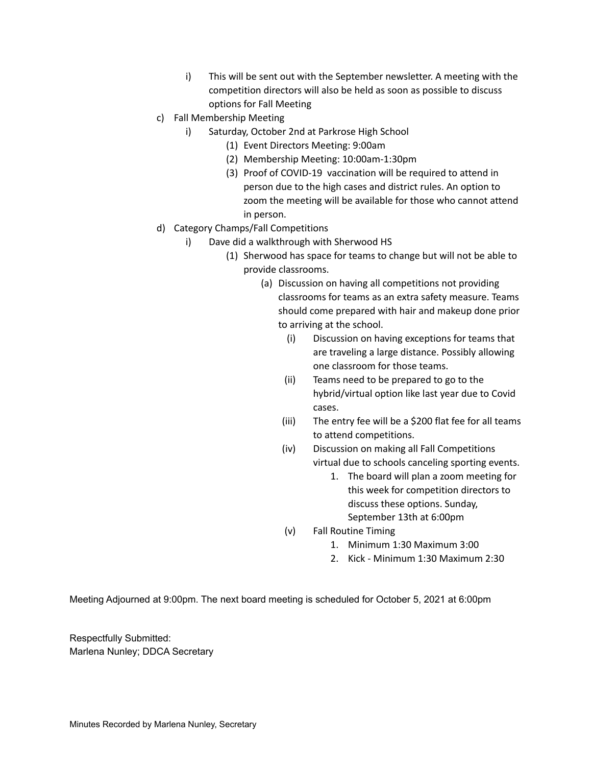- i) This will be sent out with the September newsletter. A meeting with the competition directors will also be held as soon as possible to discuss options for Fall Meeting

c) Fall Membership Meeting
- i) Saturday, October 2nd at Parkrose High School
  - (1) Event Directors Meeting: 9:00am
  - (2) Membership Meeting: 10:00am-1:30pm
  - (3) Proof of COVID-19 vaccination will be required to attend in person due to the high cases and district rules. An option to zoom the meeting will be available for those who cannot attend in person.

d) Category Champs/Fall Competitions
- i) Dave did a walkthrough with Sherwood HS
  - (1) Sherwood has space for teams to change but will not be able to provide classrooms.
    - (a) Discussion on having all competitions not providing classrooms for teams as an extra safety measure. Teams should come prepared with hair and makeup done prior to arriving at the school.
      - (i) Discussion on having exceptions for teams that are traveling a large distance. Possibly allowing one classroom for those teams.
      - (ii) Teams need to be prepared to go to the hybrid/virtual option like last year due to Covid cases.
      - (iii) The entry fee will be a $200 flat fee for all teams to attend competitions.
      - (iv) Discussion on making all Fall Competitions virtual due to schools canceling sporting events.
        1. The board will plan a zoom meeting for this week for competition directors to discuss these options. Sunday, September 13th at 6:00pm
      - (v) Fall Routine Timing
        1. Minimum 1:30 Maximum 3:00
        2. Kick - Minimum 1:30 Maximum 2:30

Meeting Adjourned at 9:00pm. The next board meeting is scheduled for October 5, 2021 at 6:00pm

Respectfully Submitted:
Marlena Nunley; DDCA Secretary

Minutes Recorded by Marlena Nunley, Secretary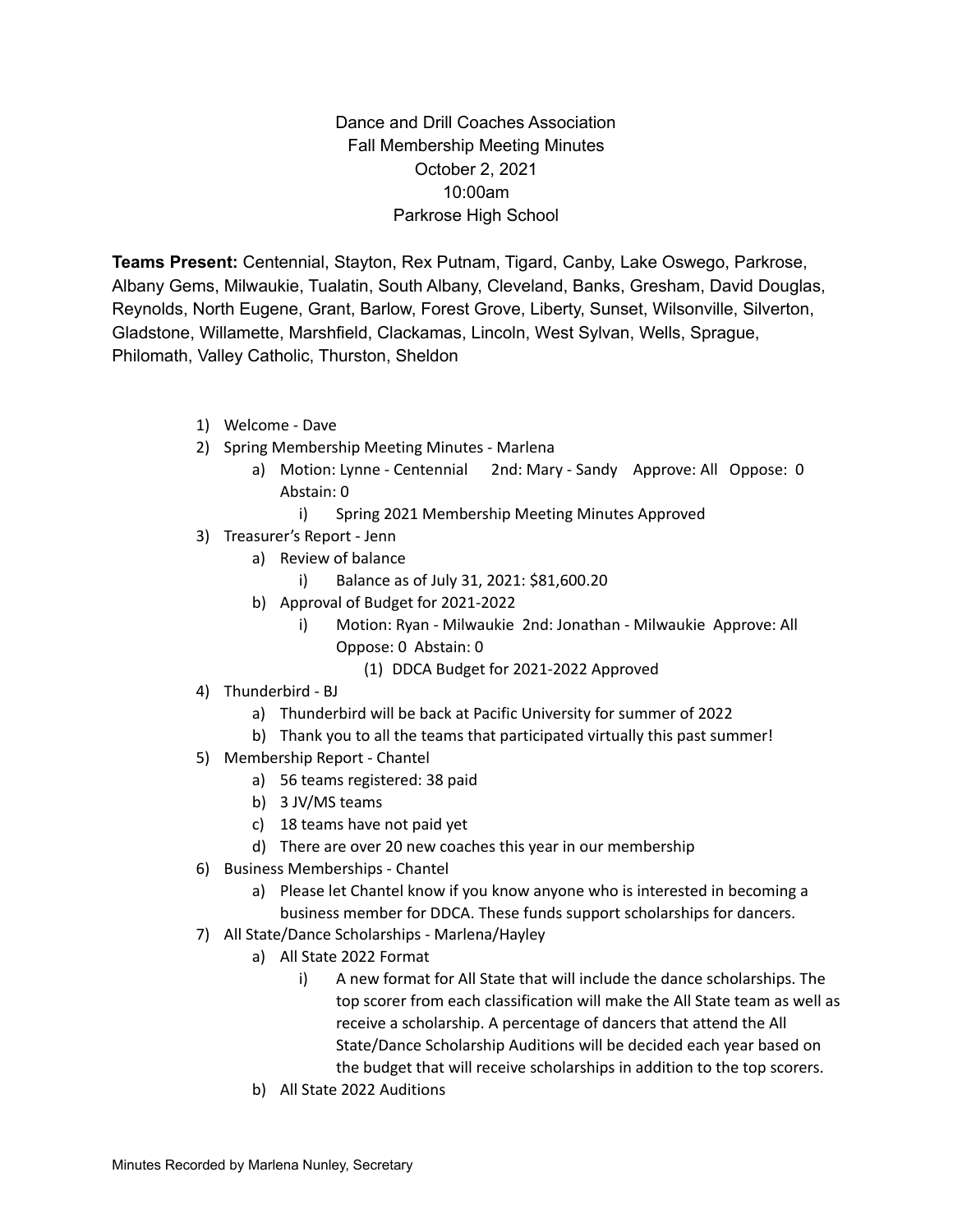Dance and Drill Coaches Association
Fall Membership Meeting Minutes
October 2, 2021
10:00am
Parkrose High School

**Teams Present:** Centennial, Stayton, Rex Putnam, Tigard, Canby, Lake Oswego, Parkrose, Albany Gems, Milwaukie, Tualatin, South Albany, Cleveland, Banks, Gresham, David Douglas, Reynolds, North Eugene, Grant, Barlow, Forest Grove, Liberty, Sunset, Wilsonville, Silverton, Gladstone, Willamette, Marshfield, Clackamas, Lincoln, West Sylvan, Wells, Sprague, Philomath, Valley Catholic, Thurston, Sheldon

1) Welcome - Dave
2) Spring Membership Meeting Minutes - Marlena
    a) Motion: Lynne - Centennial 2nd: Mary - Sandy Approve: All Oppose: 0 Abstain: 0
        i) Spring 2021 Membership Meeting Minutes Approved
3) Treasurer's Report - Jenn
    a) Review of balance
        i) Balance as of July 31, 2021: $81,600.20
    b) Approval of Budget for 2021-2022
        i) Motion: Ryan - Milwaukie 2nd: Jonathan - Milwaukie Approve: All Oppose: 0 Abstain: 0
            (1) DDCA Budget for 2021-2022 Approved
4) Thunderbird - BJ
    a) Thunderbird will be back at Pacific University for summer of 2022
    b) Thank you to all the teams that participated virtually this past summer!
5) Membership Report - Chantel
    a) 56 teams registered: 38 paid
    b) 3 JV/MS teams
    c) 18 teams have not paid yet
    d) There are over 20 new coaches this year in our membership
6) Business Memberships - Chantel
    a) Please let Chantel know if you know anyone who is interested in becoming a business member for DDCA. These funds support scholarships for dancers.
7) All State/Dance Scholarships - Marlena/Hayley
    a) All State 2022 Format
        i) A new format for All State that will include the dance scholarships. The top scorer from each classification will make the All State team as well as receive a scholarship. A percentage of dancers that attend the All State/Dance Scholarship Auditions will be decided each year based on the budget that will receive scholarships in addition to the top scorers.
    b) All State 2022 Auditions

Minutes Recorded by Marlena Nunley, Secretary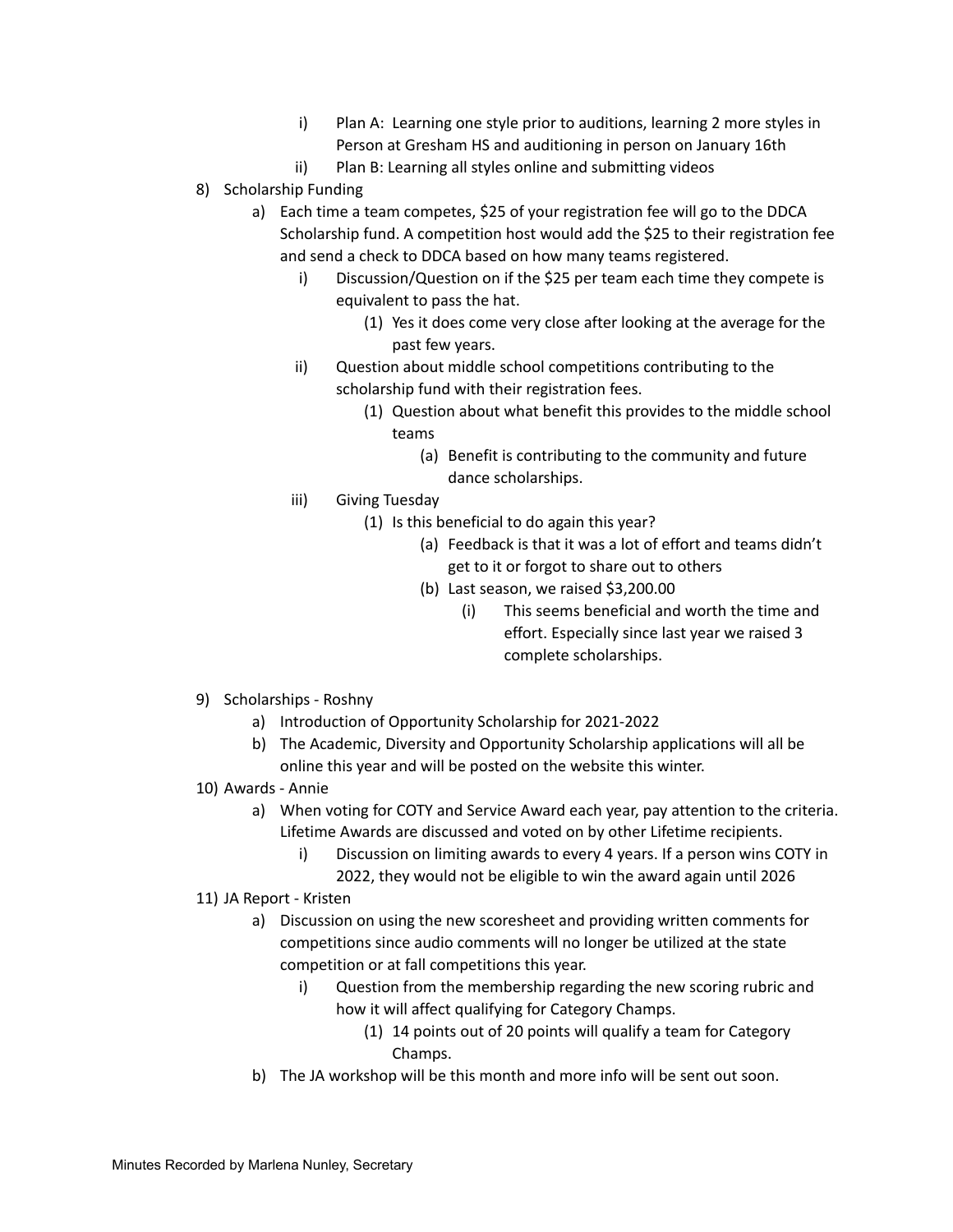i) Plan A: Learning one style prior to auditions, learning 2 more styles in Person at Gresham HS and auditioning in person on January 16th
        ii) Plan B: Learning all styles online and submitting videos

8) Scholarship Funding
    a) Each time a team competes, $25 of your registration fee will go to the DDCA Scholarship fund. A competition host would add the $25 to their registration fee and send a check to DDCA based on how many teams registered.
        i) Discussion/Question on if the $25 per team each time they compete is equivalent to pass the hat.
            (1) Yes it does come very close after looking at the average for the past few years.
        ii) Question about middle school competitions contributing to the scholarship fund with their registration fees.
            (1) Question about what benefit this provides to the middle school teams
                (a) Benefit is contributing to the community and future dance scholarships.
        iii) Giving Tuesday
            (1) Is this beneficial to do again this year?
                (a) Feedback is that it was a lot of effort and teams didn't get to it or forgot to share out to others
                (b) Last season, we raised $3,200.00
                    (i) This seems beneficial and worth the time and effort. Especially since last year we raised 3 complete scholarships.

9) Scholarships - Roshny
    a) Introduction of Opportunity Scholarship for 2021-2022
    b) The Academic, Diversity and Opportunity Scholarship applications will all be online this year and will be posted on the website this winter.

10) Awards - Annie
    a) When voting for COTY and Service Award each year, pay attention to the criteria. Lifetime Awards are discussed and voted on by other Lifetime recipients.
        i) Discussion on limiting awards to every 4 years. If a person wins COTY in 2022, they would not be eligible to win the award again until 2026

11) JA Report - Kristen
    a) Discussion on using the new scoresheet and providing written comments for competitions since audio comments will no longer be utilized at the state competition or at fall competitions this year.
        i) Question from the membership regarding the new scoring rubric and how it will affect qualifying for Category Champs.
            (1) 14 points out of 20 points will qualify a team for Category Champs.
    b) The JA workshop will be this month and more info will be sent out soon.

Minutes Recorded by Marlena Nunley, Secretary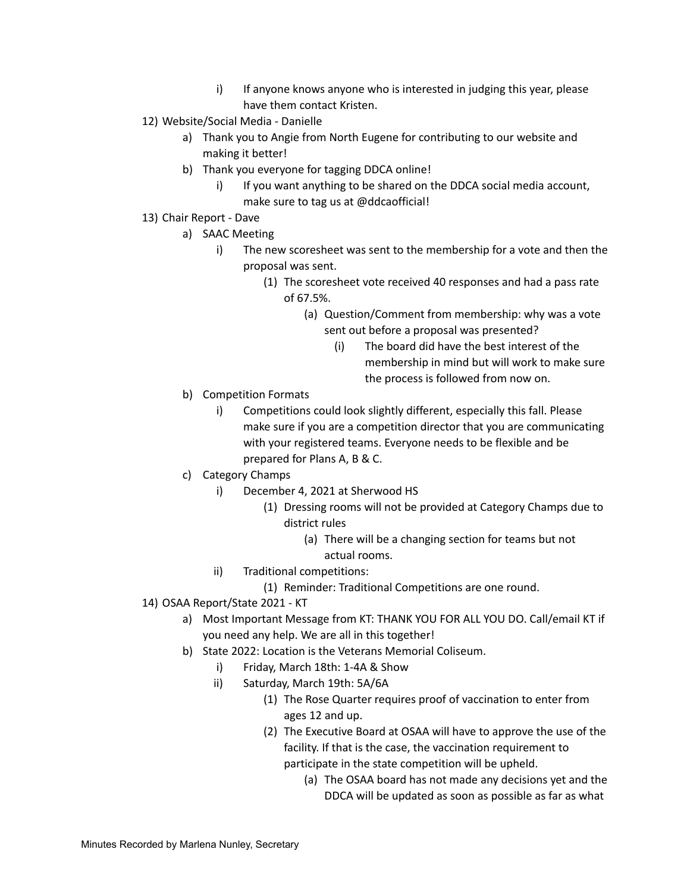- i) If anyone knows anyone who is interested in judging this year, please have them contact Kristen.

12) Website/Social Media - Danielle
    - a) Thank you to Angie from North Eugene for contributing to our website and making it better!
    - b) Thank you everyone for tagging DDCA online!
      - i) If you want anything to be shared on the DDCA social media account, make sure to tag us at @ddcaofficial!

13) Chair Report - Dave
    - a) SAAC Meeting
      - i) The new scoresheet was sent to the membership for a vote and then the proposal was sent.
        - (1) The scoresheet vote received 40 responses and had a pass rate of 67.5%.
          - (a) Question/Comment from membership: why was a vote sent out before a proposal was presented?
            - (i) The board did have the best interest of the membership in mind but will work to make sure the process is followed from now on.
    - b) Competition Formats
      - i) Competitions could look slightly different, especially this fall. Please make sure if you are a competition director that you are communicating with your registered teams. Everyone needs to be flexible and be prepared for Plans A, B & C.
    - c) Category Champs
      - i) December 4, 2021 at Sherwood HS
        - (1) Dressing rooms will not be provided at Category Champs due to district rules
          - (a) There will be a changing section for teams but not actual rooms.
      - ii) Traditional competitions:
        - (1) Reminder: Traditional Competitions are one round.

14) OSAA Report/State 2021 - KT
    - a) Most Important Message from KT: THANK YOU FOR ALL YOU DO. Call/email KT if you need any help. We are all in this together!
    - b) State 2022: Location is the Veterans Memorial Coliseum.
      - i) Friday, March 18th: 1-4A & Show
      - ii) Saturday, March 19th: 5A/6A
        - (1) The Rose Quarter requires proof of vaccination to enter from ages 12 and up.
        - (2) The Executive Board at OSAA will have to approve the use of the facility. If that is the case, the vaccination requirement to participate in the state competition will be upheld.
          - (a) The OSAA board has not made any decisions yet and the DDCA will be updated as soon as possible as far as what

Minutes Recorded by Marlena Nunley, Secretary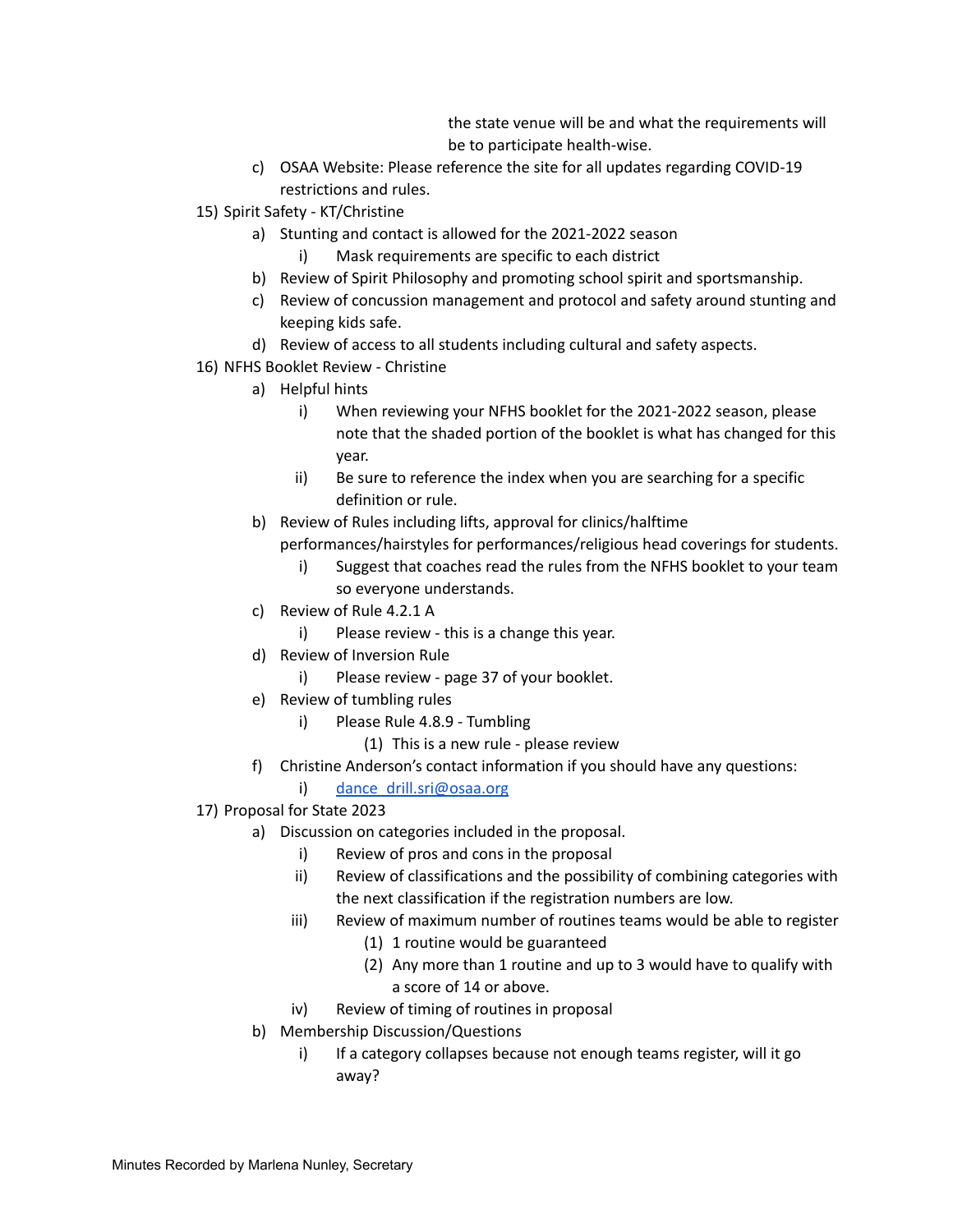the state venue will be and what the requirements will be to participate health-wise.

   c) OSAA Website: Please reference the site for all updates regarding COVID-19 restrictions and rules.

15) Spirit Safety - KT/Christine
   a) Stunting and contact is allowed for the 2021-2022 season
      i) Mask requirements are specific to each district
   b) Review of Spirit Philosophy and promoting school spirit and sportsmanship.
   c) Review of concussion management and protocol and safety around stunting and keeping kids safe.
   d) Review of access to all students including cultural and safety aspects.

16) NFHS Booklet Review - Christine
   a) Helpful hints
      i) When reviewing your NFHS booklet for the 2021-2022 season, please note that the shaded portion of the booklet is what has changed for this year.
      ii) Be sure to reference the index when you are searching for a specific definition or rule.
   b) Review of Rules including lifts, approval for clinics/halftime performances/hairstyles for performances/religious head coverings for students.
      i) Suggest that coaches read the rules from the NFHS booklet to your team so everyone understands.
   c) Review of Rule 4.2.1 A
      i) Please review - this is a change this year.
   d) Review of Inversion Rule
      i) Please review - page 37 of your booklet.
   e) Review of tumbling rules
      i) Please Rule 4.8.9 - Tumbling
         (1) This is a new rule - please review
   f) Christine Anderson's contact information if you should have any questions:
      i) [dance_drill.sri@osaa.org](mailto:dance_drill.sri@osaa.org)

17) Proposal for State 2023
   a) Discussion on categories included in the proposal.
      i) Review of pros and cons in the proposal
      ii) Review of classifications and the possibility of combining categories with the next classification if the registration numbers are low.
      iii) Review of maximum number of routines teams would be able to register
         (1) 1 routine would be guaranteed
         (2) Any more than 1 routine and up to 3 would have to qualify with a score of 14 or above.
      iv) Review of timing of routines in proposal
   b) Membership Discussion/Questions
      i) If a category collapses because not enough teams register, will it go away?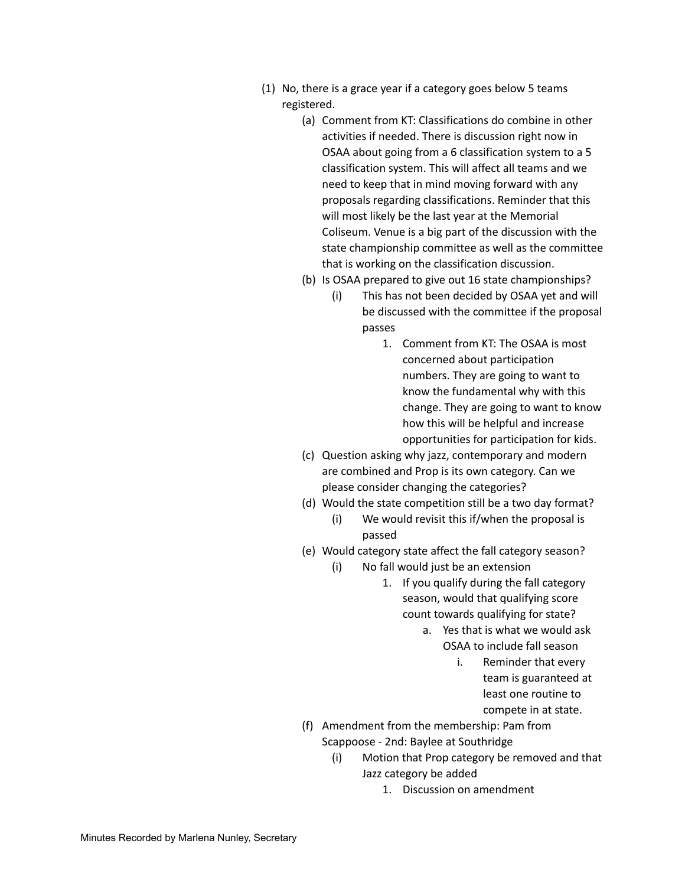(1) No, there is a grace year if a category goes below 5 teams registered.
   - (a) Comment from KT: Classifications do combine in other activities if needed. There is discussion right now in OSAA about going from a 6 classification system to a 5 classification system. This will affect all teams and we need to keep that in mind moving forward with any proposals regarding classifications. Reminder that this will most likely be the last year at the Memorial Coliseum. Venue is a big part of the discussion with the state championship committee as well as the committee that is working on the classification discussion.
   - (b) Is OSAA prepared to give out 16 state championships?
     - (i) This has not been decided by OSAA yet and will be discussed with the committee if the proposal passes
       1. Comment from KT: The OSAA is most concerned about participation numbers. They are going to want to know the fundamental why with this change. They are going to want to know how this will be helpful and increase opportunities for participation for kids.
   - (c) Question asking why jazz, contemporary and modern are combined and Prop is its own category. Can we please consider changing the categories?
   - (d) Would the state competition still be a two day format?
     - (i) We would revisit this if/when the proposal is passed
   - (e) Would category state affect the fall category season?
     - (i) No fall would just be an extension
       1. If you qualify during the fall category season, would that qualifying score count towards qualifying for state?
          - a. Yes that is what we would ask OSAA to include fall season
            - i. Reminder that every team is guaranteed at least one routine to compete in at state.
   - (f) Amendment from the membership: Pam from Scappoose - 2nd: Baylee at Southridge
     - (i) Motion that Prop category be removed and that Jazz category be added
       1. Discussion on amendment

Minutes Recorded by Marlena Nunley, Secretary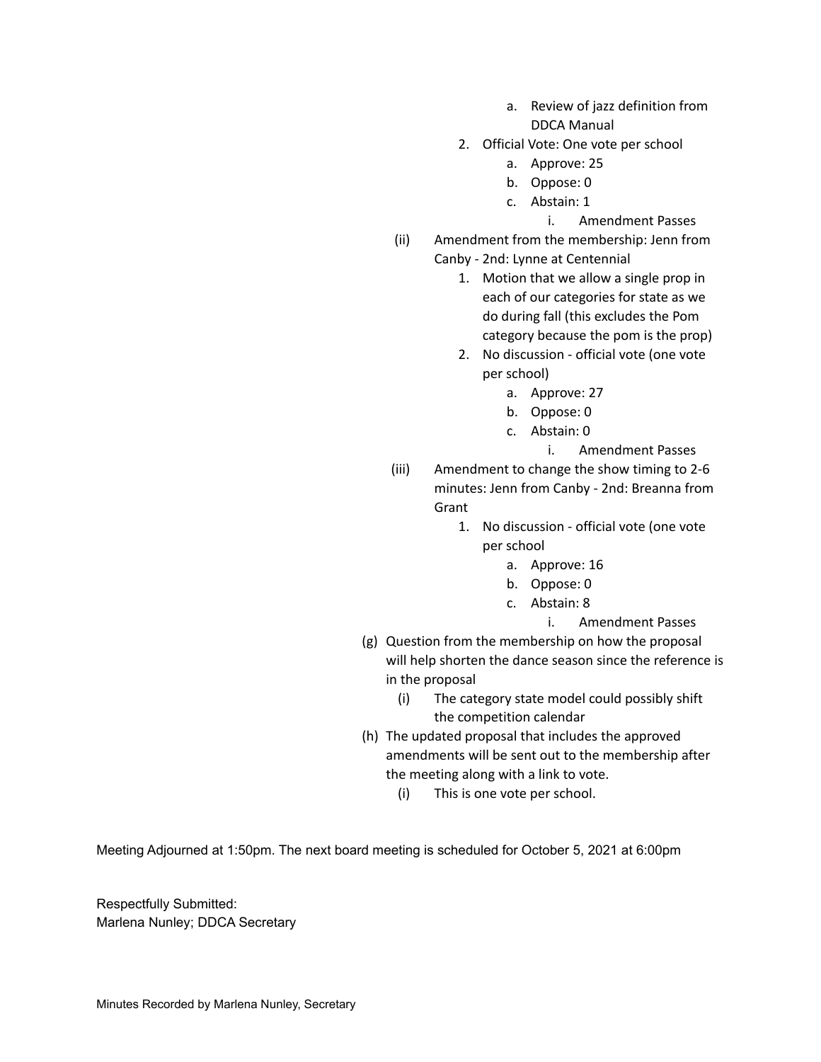a. Review of jazz definition from DDCA Manual
        2. Official Vote: One vote per school
            a. Approve: 25
            b. Oppose: 0
            c. Abstain: 1
                i. Amendment Passes
    (ii) Amendment from the membership: Jenn from Canby - 2nd: Lynne at Centennial
        1. Motion that we allow a single prop in each of our categories for state as we do during fall (this excludes the Pom category because the pom is the prop)
        2. No discussion - official vote (one vote per school)
            a. Approve: 27
            b. Oppose: 0
            c. Abstain: 0
                i. Amendment Passes
    (iii) Amendment to change the show timing to 2-6 minutes: Jenn from Canby - 2nd: Breanna from Grant
        1. No discussion - official vote (one vote per school
            a. Approve: 16
            b. Oppose: 0
            c. Abstain: 8
                i. Amendment Passes

(g) Question from the membership on how the proposal will help shorten the dance season since the reference is in the proposal
    (i) The category state model could possibly shift the competition calendar

(h) The updated proposal that includes the approved amendments will be sent out to the membership after the meeting along with a link to vote.
    (i) This is one vote per school.

Meeting Adjourned at 1:50pm. The next board meeting is scheduled for October 5, 2021 at 6:00pm

Respectfully Submitted:
Marlena Nunley; DDCA Secretary

Minutes Recorded by Marlena Nunley, Secretary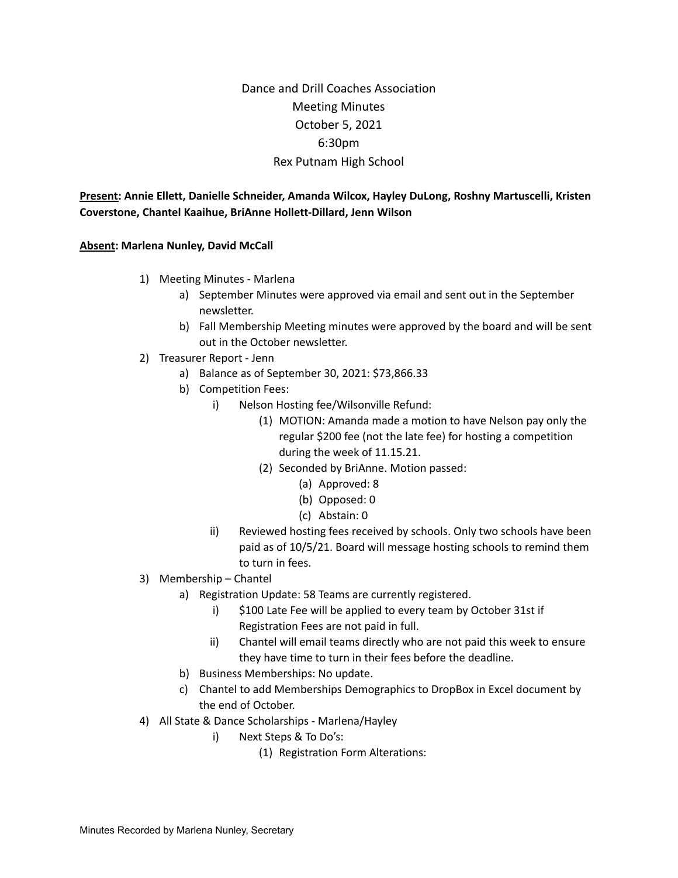Dance and Drill Coaches Association
Meeting Minutes
October 5, 2021
6:30pm
Rex Putnam High School

**<u>Present</u>: Annie Ellett, Danielle Schneider, Amanda Wilcox, Hayley DuLong, Roshny Martuscelli, Kristen Coverstone, Chantel Kaaihue, BriAnne Hollett-Dillard, Jenn Wilson**

**<u>Absent</u>: Marlena Nunley, David McCall**

1) Meeting Minutes - Marlena
   a) September Minutes were approved via email and sent out in the September newsletter.
   b) Fall Membership Meeting minutes were approved by the board and will be sent out in the October newsletter.
2) Treasurer Report - Jenn
   a) Balance as of September 30, 2021: $73,866.33
   b) Competition Fees:
      i) Nelson Hosting fee/Wilsonville Refund:
         (1) MOTION: Amanda made a motion to have Nelson pay only the regular $200 fee (not the late fee) for hosting a competition during the week of 11.15.21.
         (2) Seconded by BriAnne. Motion passed:
            (a) Approved: 8
            (b) Opposed: 0
            (c) Abstain: 0
      ii) Reviewed hosting fees received by schools. Only two schools have been paid as of 10/5/21. Board will message hosting schools to remind them to turn in fees.
3) Membership – Chantel
   a) Registration Update: 58 Teams are currently registered.
      i) $100 Late Fee will be applied to every team by October 31st if Registration Fees are not paid in full.
      ii) Chantel will email teams directly who are not paid this week to ensure they have time to turn in their fees before the deadline.
   b) Business Memberships: No update.
   c) Chantel to add Memberships Demographics to DropBox in Excel document by the end of October.
4) All State & Dance Scholarships - Marlena/Hayley
      i) Next Steps & To Do's:
         (1) Registration Form Alterations: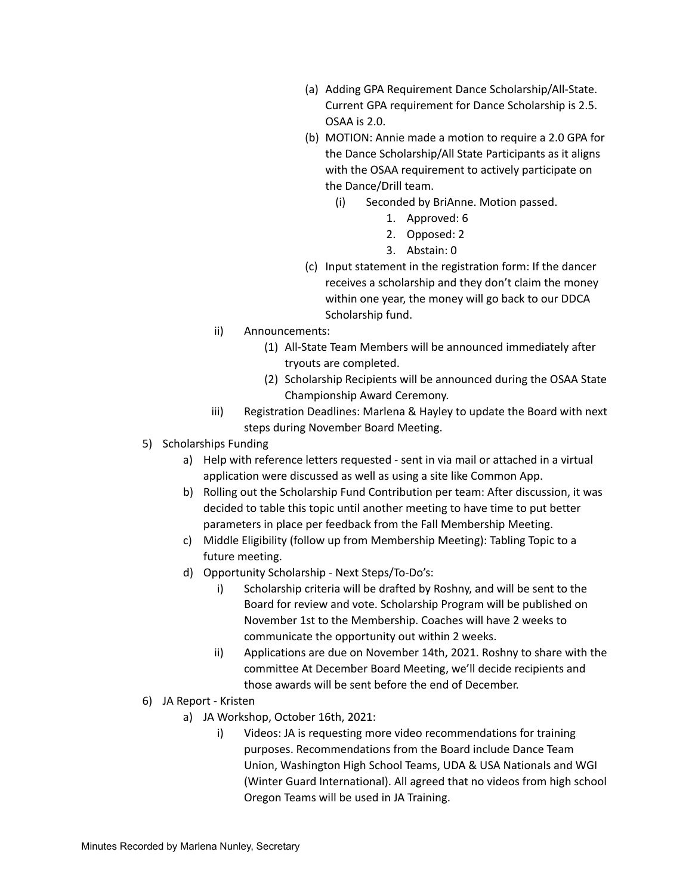(a) Adding GPA Requirement Dance Scholarship/All-State. Current GPA requirement for Dance Scholarship is 2.5. OSAA is 2.0.

(b) MOTION: Annie made a motion to require a 2.0 GPA for the Dance Scholarship/All State Participants as it aligns with the OSAA requirement to actively participate on the Dance/Drill team.

   (i) Seconded by BriAnne. Motion passed.

      1. Approved: 6
      2. Opposed: 2
      3. Abstain: 0

(c) Input statement in the registration form: If the dancer receives a scholarship and they don't claim the money within one year, the money will go back to our DDCA Scholarship fund.

ii) Announcements:

   (1) All-State Team Members will be announced immediately after tryouts are completed.

   (2) Scholarship Recipients will be announced during the OSAA State Championship Award Ceremony.

iii) Registration Deadlines: Marlena & Hayley to update the Board with next steps during November Board Meeting.

5) Scholarships Funding

   a) Help with reference letters requested - sent in via mail or attached in a virtual application were discussed as well as using a site like Common App.

   b) Rolling out the Scholarship Fund Contribution per team: After discussion, it was decided to table this topic until another meeting to have time to put better parameters in place per feedback from the Fall Membership Meeting.

   c) Middle Eligibility (follow up from Membership Meeting): Tabling Topic to a future meeting.

   d) Opportunity Scholarship - Next Steps/To-Do's:

      i) Scholarship criteria will be drafted by Roshny, and will be sent to the Board for review and vote. Scholarship Program will be published on November 1st to the Membership. Coaches will have 2 weeks to communicate the opportunity out within 2 weeks.

      ii) Applications are due on November 14th, 2021. Roshny to share with the committee At December Board Meeting, we'll decide recipients and those awards will be sent before the end of December.

6) JA Report - Kristen

   a) JA Workshop, October 16th, 2021:

      i) Videos: JA is requesting more video recommendations for training purposes. Recommendations from the Board include Dance Team Union, Washington High School Teams, UDA & USA Nationals and WGI (Winter Guard International). All agreed that no videos from high school Oregon Teams will be used in JA Training.

Minutes Recorded by Marlena Nunley, Secretary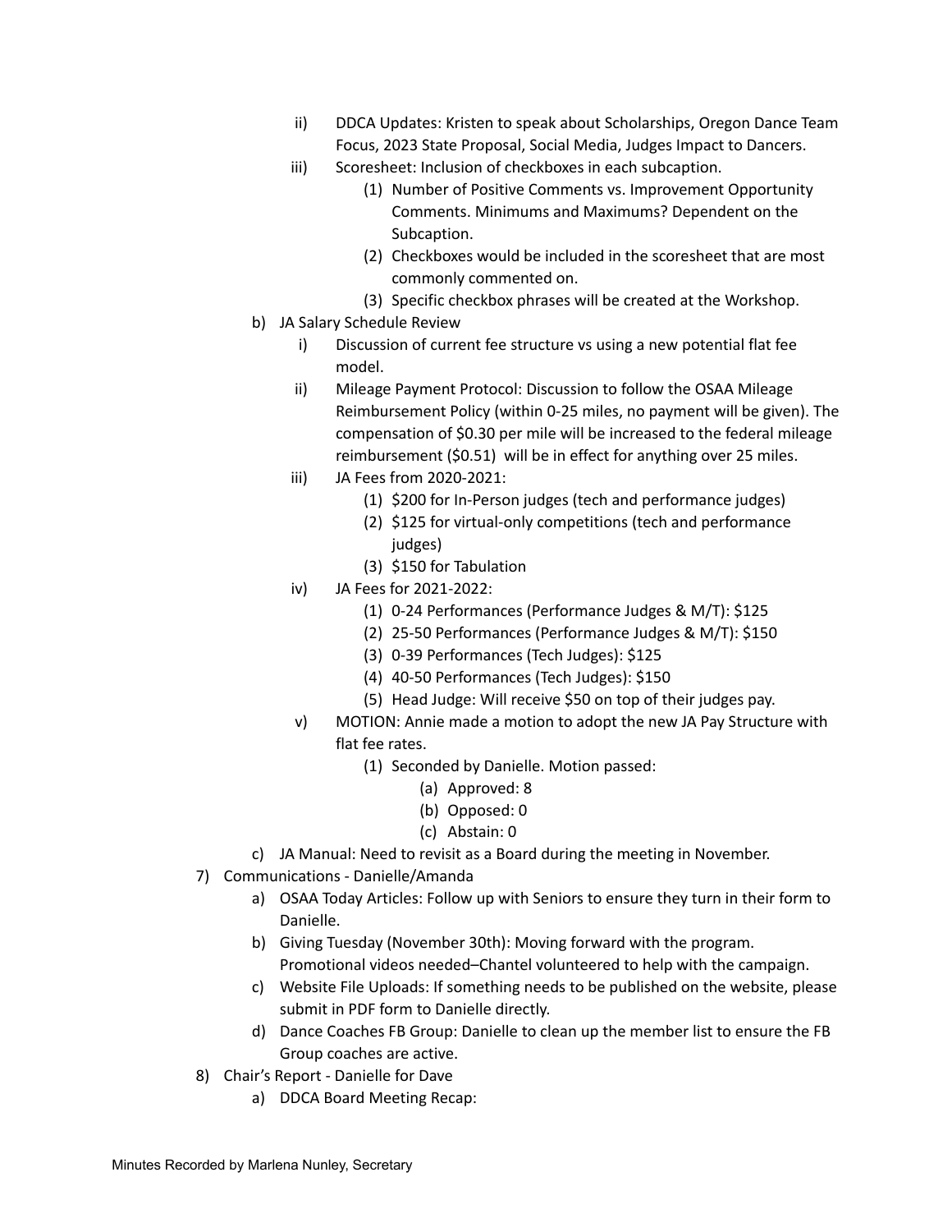- ii) DDCA Updates: Kristen to speak about Scholarships, Oregon Dance Team Focus, 2023 State Proposal, Social Media, Judges Impact to Dancers.
   - iii) Scoresheet: Inclusion of checkboxes in each subcaption.
     - (1) Number of Positive Comments vs. Improvement Opportunity Comments. Minimums and Maximums? Dependent on the Subcaption.
     - (2) Checkboxes would be included in the scoresheet that are most commonly commented on.
     - (3) Specific checkbox phrases will be created at the Workshop.
 - b) JA Salary Schedule Review
   - i) Discussion of current fee structure vs using a new potential flat fee model.
   - ii) Mileage Payment Protocol: Discussion to follow the OSAA Mileage Reimbursement Policy (within 0-25 miles, no payment will be given). The compensation of $0.30 per mile will be increased to the federal mileage reimbursement ($0.51) will be in effect for anything over 25 miles.
   - iii) JA Fees from 2020-2021:
     - (1) $200 for In-Person judges (tech and performance judges)
     - (2) $125 for virtual-only competitions (tech and performance judges)
     - (3) $150 for Tabulation
   - iv) JA Fees for 2021-2022:
     - (1) 0-24 Performances (Performance Judges & M/T): $125
     - (2) 25-50 Performances (Performance Judges & M/T): $150
     - (3) 0-39 Performances (Tech Judges): $125
     - (4) 40-50 Performances (Tech Judges): $150
     - (5) Head Judge: Will receive $50 on top of their judges pay.
   - v) MOTION: Annie made a motion to adopt the new JA Pay Structure with flat fee rates.
     - (1) Seconded by Danielle. Motion passed:
       - (a) Approved: 8
       - (b) Opposed: 0
       - (c) Abstain: 0
 - c) JA Manual: Need to revisit as a Board during the meeting in November.

7) Communications - Danielle/Amanda
   - a) OSAA Today Articles: Follow up with Seniors to ensure they turn in their form to Danielle.
   - b) Giving Tuesday (November 30th): Moving forward with the program. Promotional videos needed–Chantel volunteered to help with the campaign.
   - c) Website File Uploads: If something needs to be published on the website, please submit in PDF form to Danielle directly.
   - d) Dance Coaches FB Group: Danielle to clean up the member list to ensure the FB Group coaches are active.

8) Chair's Report - Danielle for Dave
   - a) DDCA Board Meeting Recap:

Minutes Recorded by Marlena Nunley, Secretary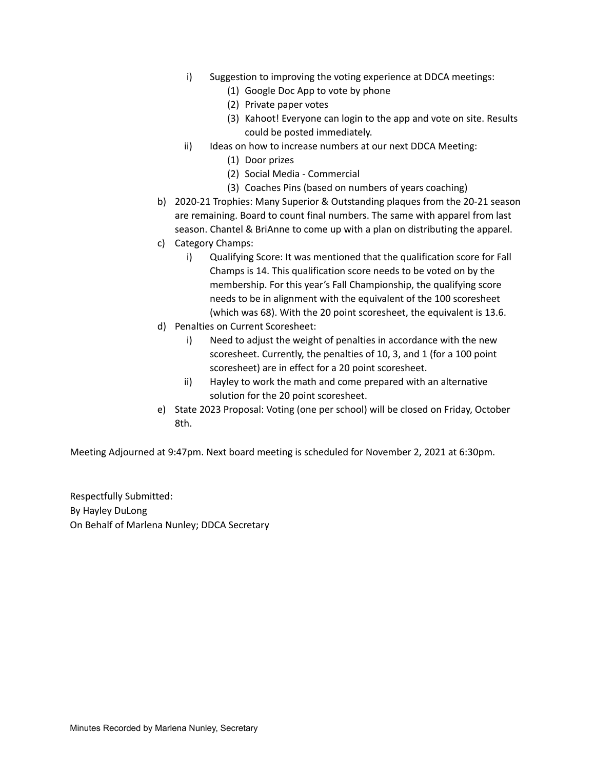- i) Suggestion to improving the voting experience at DDCA meetings:
    - (1) Google Doc App to vote by phone
    - (2) Private paper votes
    - (3) Kahoot! Everyone can login to the app and vote on site. Results could be posted immediately.
  - ii) Ideas on how to increase numbers at our next DDCA Meeting:
    - (1) Door prizes
    - (2) Social Media - Commercial
    - (3) Coaches Pins (based on numbers of years coaching)

- b) 2020-21 Trophies: Many Superior & Outstanding plaques from the 20-21 season are remaining. Board to count final numbers. The same with apparel from last season. Chantel & BriAnne to come up with a plan on distributing the apparel.
- c) Category Champs:
  - i) Qualifying Score: It was mentioned that the qualification score for Fall Champs is 14. This qualification score needs to be voted on by the membership. For this year's Fall Championship, the qualifying score needs to be in alignment with the equivalent of the 100 scoresheet (which was 68). With the 20 point scoresheet, the equivalent is 13.6.
- d) Penalties on Current Scoresheet:
  - i) Need to adjust the weight of penalties in accordance with the new scoresheet. Currently, the penalties of 10, 3, and 1 (for a 100 point scoresheet) are in effect for a 20 point scoresheet.
  - ii) Hayley to work the math and come prepared with an alternative solution for the 20 point scoresheet.
- e) State 2023 Proposal: Voting (one per school) will be closed on Friday, October 8th.

Meeting Adjourned at 9:47pm. Next board meeting is scheduled for November 2, 2021 at 6:30pm.

Respectfully Submitted:
By Hayley DuLong
On Behalf of Marlena Nunley; DDCA Secretary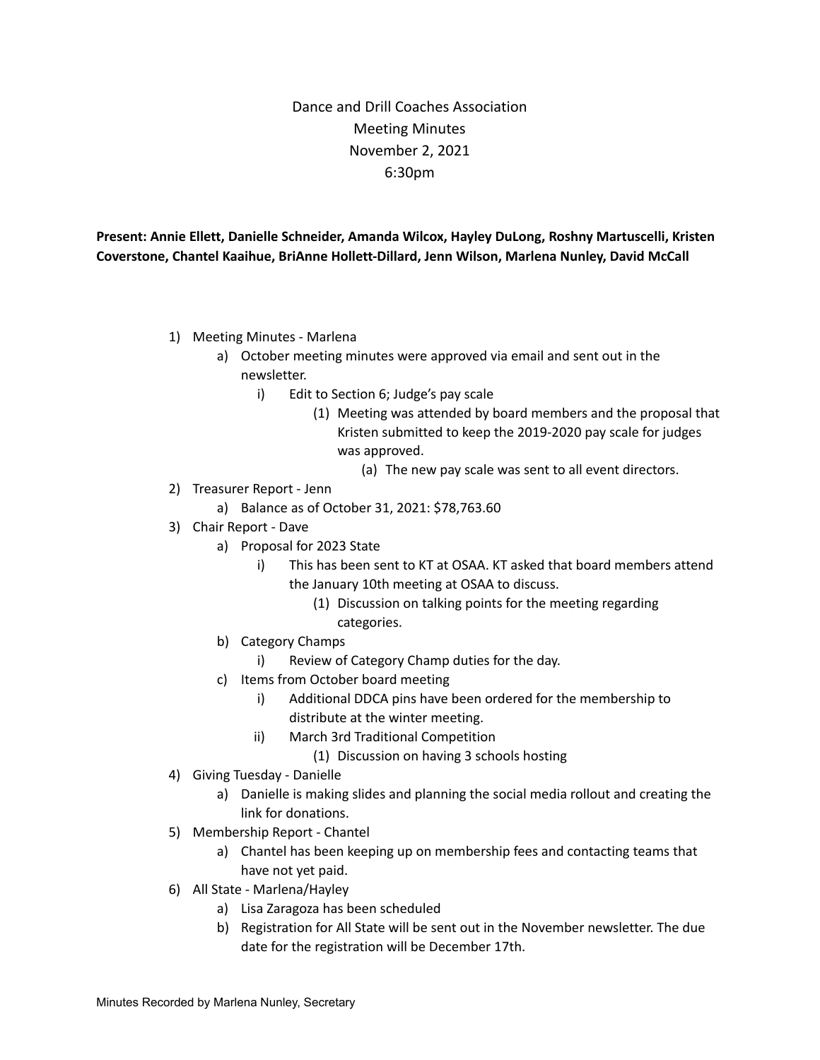# Dance and Drill Coaches Association
## Meeting Minutes
## November 2, 2021
## 6:30pm

**Present: Annie Ellett, Danielle Schneider, Amanda Wilcox, Hayley DuLong, Roshny Martuscelli, Kristen Coverstone, Chantel Kaaihue, BriAnne Hollett-Dillard, Jenn Wilson, Marlena Nunley, David McCall**

1) Meeting Minutes - Marlena
   a) October meeting minutes were approved via email and sent out in the newsletter.
      i) Edit to Section 6; Judge's pay scale
         (1) Meeting was attended by board members and the proposal that Kristen submitted to keep the 2019-2020 pay scale for judges was approved.
            (a) The new pay scale was sent to all event directors.
2) Treasurer Report - Jenn
   a) Balance as of October 31, 2021: $78,763.60
3) Chair Report - Dave
   a) Proposal for 2023 State
      i) This has been sent to KT at OSAA. KT asked that board members attend the January 10th meeting at OSAA to discuss.
         (1) Discussion on talking points for the meeting regarding categories.
   b) Category Champs
      i) Review of Category Champ duties for the day.
   c) Items from October board meeting
      i) Additional DDCA pins have been ordered for the membership to distribute at the winter meeting.
      ii) March 3rd Traditional Competition
         (1) Discussion on having 3 schools hosting
4) Giving Tuesday - Danielle
   a) Danielle is making slides and planning the social media rollout and creating the link for donations.
5) Membership Report - Chantel
   a) Chantel has been keeping up on membership fees and contacting teams that have not yet paid.
6) All State - Marlena/Hayley
   a) Lisa Zaragoza has been scheduled
   b) Registration for All State will be sent out in the November newsletter. The due date for the registration will be December 17th.

Minutes Recorded by Marlena Nunley, Secretary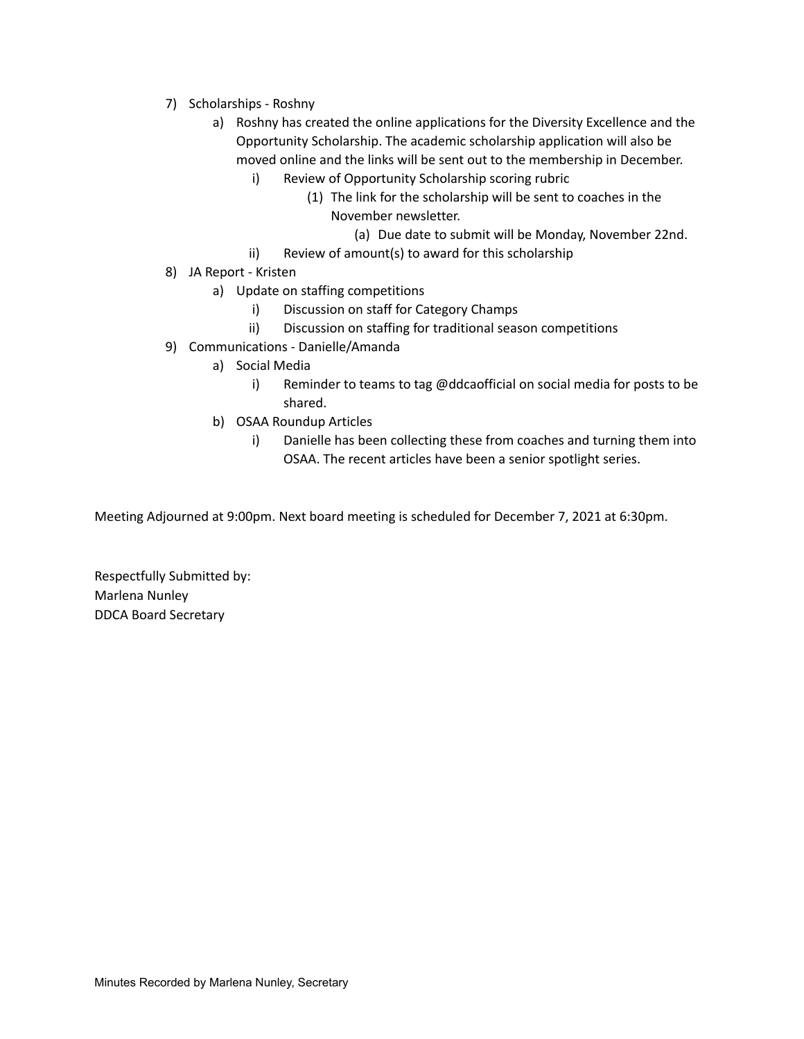7) Scholarships - Roshny
    a) Roshny has created the online applications for the Diversity Excellence and the Opportunity Scholarship. The academic scholarship application will also be moved online and the links will be sent out to the membership in December.
        i) Review of Opportunity Scholarship scoring rubric
            (1) The link for the scholarship will be sent to coaches in the November newsletter.
                (a) Due date to submit will be Monday, November 22nd.
        ii) Review of amount(s) to award for this scholarship
8) JA Report - Kristen
    a) Update on staffing competitions
        i) Discussion on staff for Category Champs
        ii) Discussion on staffing for traditional season competitions
9) Communications - Danielle/Amanda
    a) Social Media
        i) Reminder to teams to tag @ddcaofficial on social media for posts to be shared.
    b) OSAA Roundup Articles
        i) Danielle has been collecting these from coaches and turning them into OSAA. The recent articles have been a senior spotlight series.

Meeting Adjourned at 9:00pm. Next board meeting is scheduled for December 7, 2021 at 6:30pm.

Respectfully Submitted by:
Marlena Nunley
DDCA Board Secretary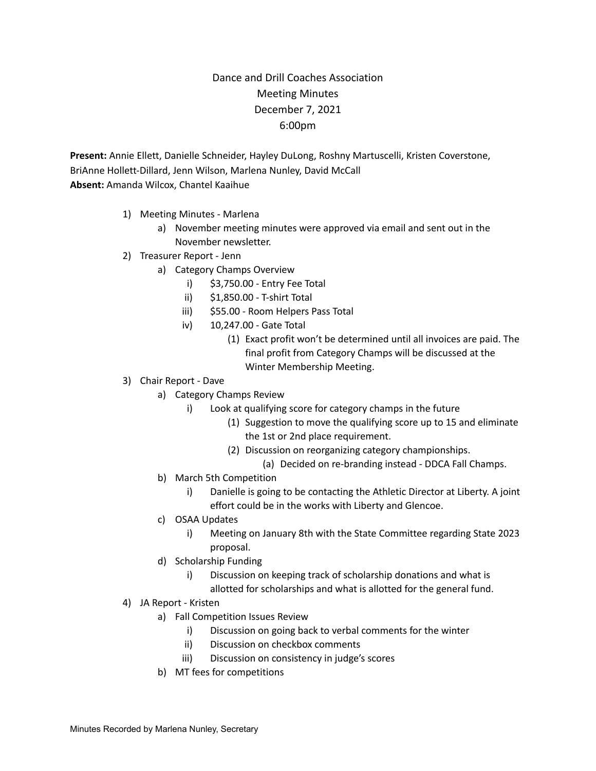# Dance and Drill Coaches Association
## Meeting Minutes
## December 7, 2021
## 6:00pm

**Present:** Annie Ellett, Danielle Schneider, Hayley DuLong, Roshny Martuscelli, Kristen Coverstone, BriAnne Hollett-Dillard, Jenn Wilson, Marlena Nunley, David McCall
**Absent:** Amanda Wilcox, Chantel Kaaihue

1) Meeting Minutes - Marlena
    a) November meeting minutes were approved via email and sent out in the November newsletter.
2) Treasurer Report - Jenn
    a) Category Champs Overview
        i) $3,750.00 - Entry Fee Total
        ii) $1,850.00 - T-shirt Total
        iii) $55.00 - Room Helpers Pass Total
        iv) 10,247.00 - Gate Total
            (1) Exact profit won't be determined until all invoices are paid. The final profit from Category Champs will be discussed at the Winter Membership Meeting.
3) Chair Report - Dave
    a) Category Champs Review
        i) Look at qualifying score for category champs in the future
            (1) Suggestion to move the qualifying score up to 15 and eliminate the 1st or 2nd place requirement.
            (2) Discussion on reorganizing category championships.
                (a) Decided on re-branding instead - DDCA Fall Champs.
    b) March 5th Competition
        i) Danielle is going to be contacting the Athletic Director at Liberty. A joint effort could be in the works with Liberty and Glencoe.
    c) OSAA Updates
        i) Meeting on January 8th with the State Committee regarding State 2023 proposal.
    d) Scholarship Funding
        i) Discussion on keeping track of scholarship donations and what is allotted for scholarships and what is allotted for the general fund.
4) JA Report - Kristen
    a) Fall Competition Issues Review
        i) Discussion on going back to verbal comments for the winter
        ii) Discussion on checkbox comments
        iii) Discussion on consistency in judge's scores
    b) MT fees for competitions

Minutes Recorded by Marlena Nunley, Secretary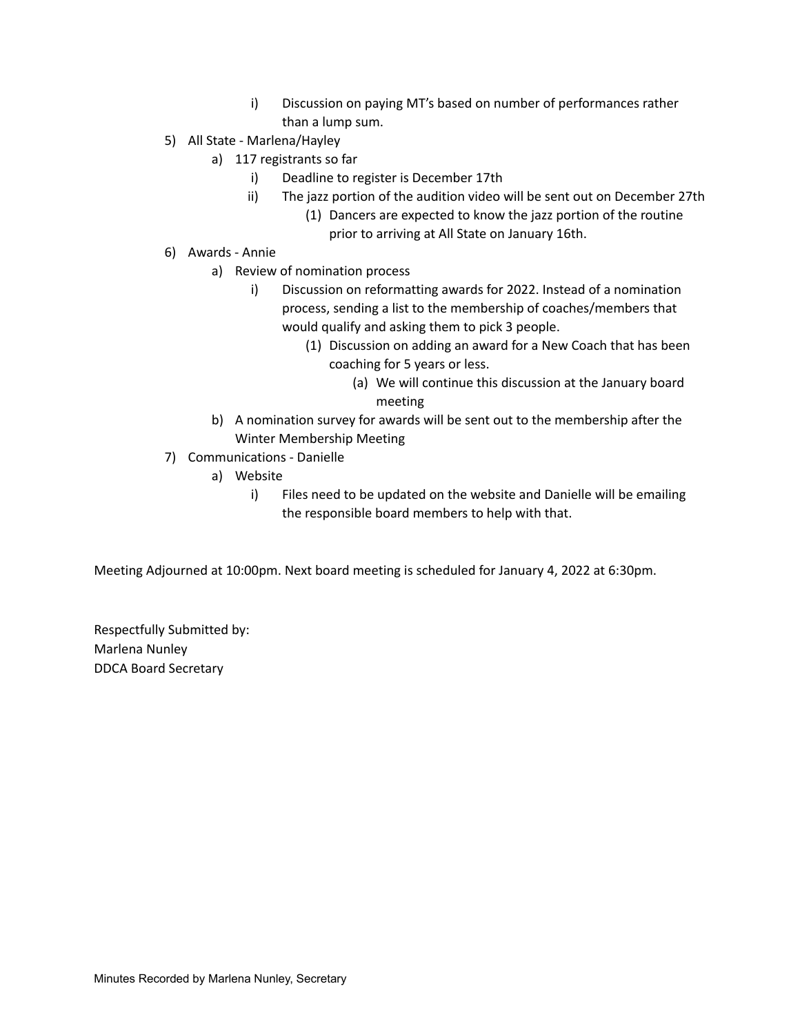i) Discussion on paying MT's based on number of performances rather than a lump sum.

5) All State - Marlena/Hayley
    a) 117 registrants so far
        i) Deadline to register is December 17th
        ii) The jazz portion of the audition video will be sent out on December 27th
            (1) Dancers are expected to know the jazz portion of the routine prior to arriving at All State on January 16th.
6) Awards - Annie
    a) Review of nomination process
        i) Discussion on reformatting awards for 2022. Instead of a nomination process, sending a list to the membership of coaches/members that would qualify and asking them to pick 3 people.
            (1) Discussion on adding an award for a New Coach that has been coaching for 5 years or less.
                (a) We will continue this discussion at the January board meeting
    b) A nomination survey for awards will be sent out to the membership after the Winter Membership Meeting
7) Communications - Danielle
    a) Website
        i) Files need to be updated on the website and Danielle will be emailing the responsible board members to help with that.

Meeting Adjourned at 10:00pm. Next board meeting is scheduled for January 4, 2022 at 6:30pm.

Respectfully Submitted by:
Marlena Nunley
DDCA Board Secretary

Minutes Recorded by Marlena Nunley, Secretary